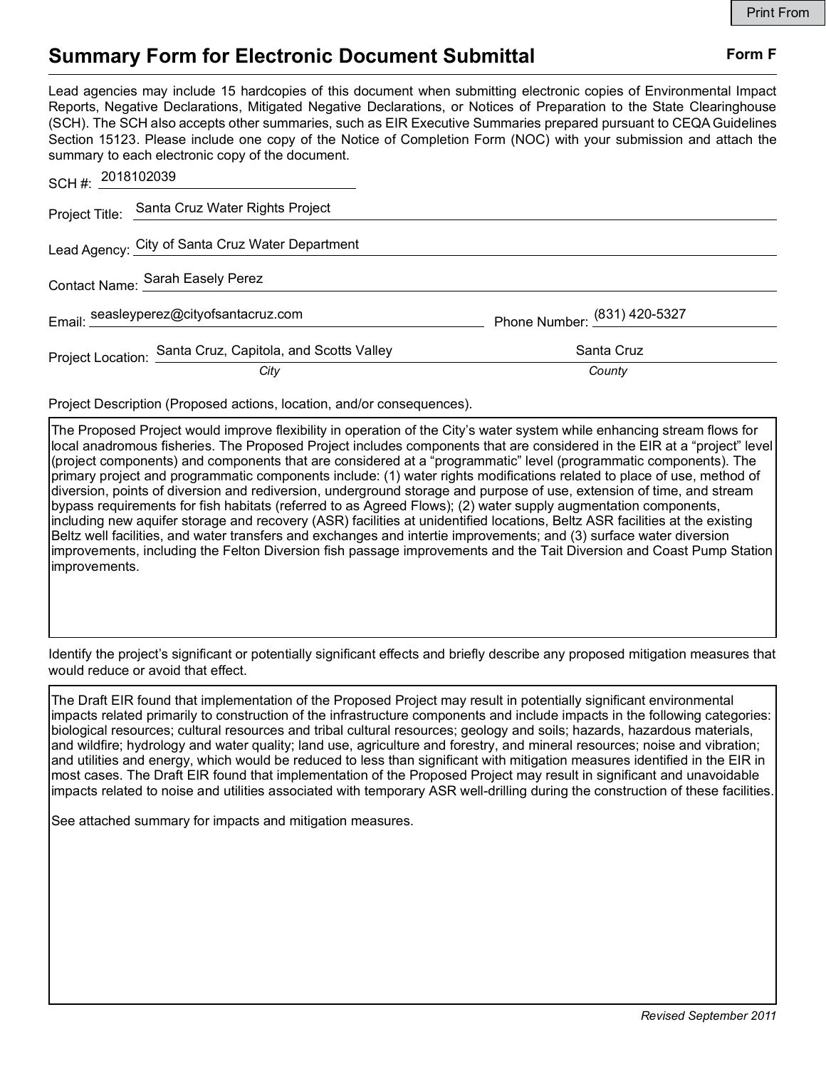# Summary Form for Electronic Document Submittal

**Form F**

Lead agencies may include 15 hardcopies of this document when submitting electronic copies of Environmental Impact Reports, Negative Declarations, Mitigated Negative Declarations, or Notices of Preparation to the State Clearinghouse (SCH). The SCH also accepts other summaries, such as EIR Executive Summaries prepared pursuant to CEQA Guidelines Section 15123. Please include one copy of the Notice of Completion Form (NOC) with your submission and attach the summary to each electronic copy of the document.

SCH #: 2018102039

Project Title: Santa Cruz Water Rights Project

Lead Agency: City of Santa Cruz Water Department

Contact Name: Sarah Easely Perez

Email: seasleyperez@cityofsantacruz.com

Phone Number: (831) 420-5327

Project Location: Santa Cruz, Capitola, and Scotts Valley (*City*) — Santa Cruz (*County*)

Project Description (Proposed actions, location, and/or consequences).

The Proposed Project would improve flexibility in operation of the City's water system while enhancing stream flows for local anadromous fisheries. The Proposed Project includes components that are considered in the EIR at a "project" level (project components) and components that are considered at a "programmatic" level (programmatic components). The primary project and programmatic components include: (1) water rights modifications related to place of use, method of diversion, points of diversion and rediversion, underground storage and purpose of use, extension of time, and stream bypass requirements for fish habitats (referred to as Agreed Flows); (2) water supply augmentation components, including new aquifer storage and recovery (ASR) facilities at unidentified locations, Beltz ASR facilities at the existing Beltz well facilities, and water transfers and exchanges and intertie improvements; and (3) surface water diversion improvements, including the Felton Diversion fish passage improvements and the Tait Diversion and Coast Pump Station improvements.

Identify the project's significant or potentially significant effects and briefly describe any proposed mitigation measures that would reduce or avoid that effect.

The Draft EIR found that implementation of the Proposed Project may result in potentially significant environmental impacts related primarily to construction of the infrastructure components and include impacts in the following categories: biological resources; cultural resources and tribal cultural resources; geology and soils; hazards, hazardous materials, and wildfire; hydrology and water quality; land use, agriculture and forestry, and mineral resources; noise and vibration; and utilities and energy, which would be reduced to less than significant with mitigation measures identified in the EIR in most cases. The Draft EIR found that implementation of the Proposed Project may result in significant and unavoidable impacts related to noise and utilities associated with temporary ASR well-drilling during the construction of these facilities.

See attached summary for impacts and mitigation measures.

*Revised September 2011*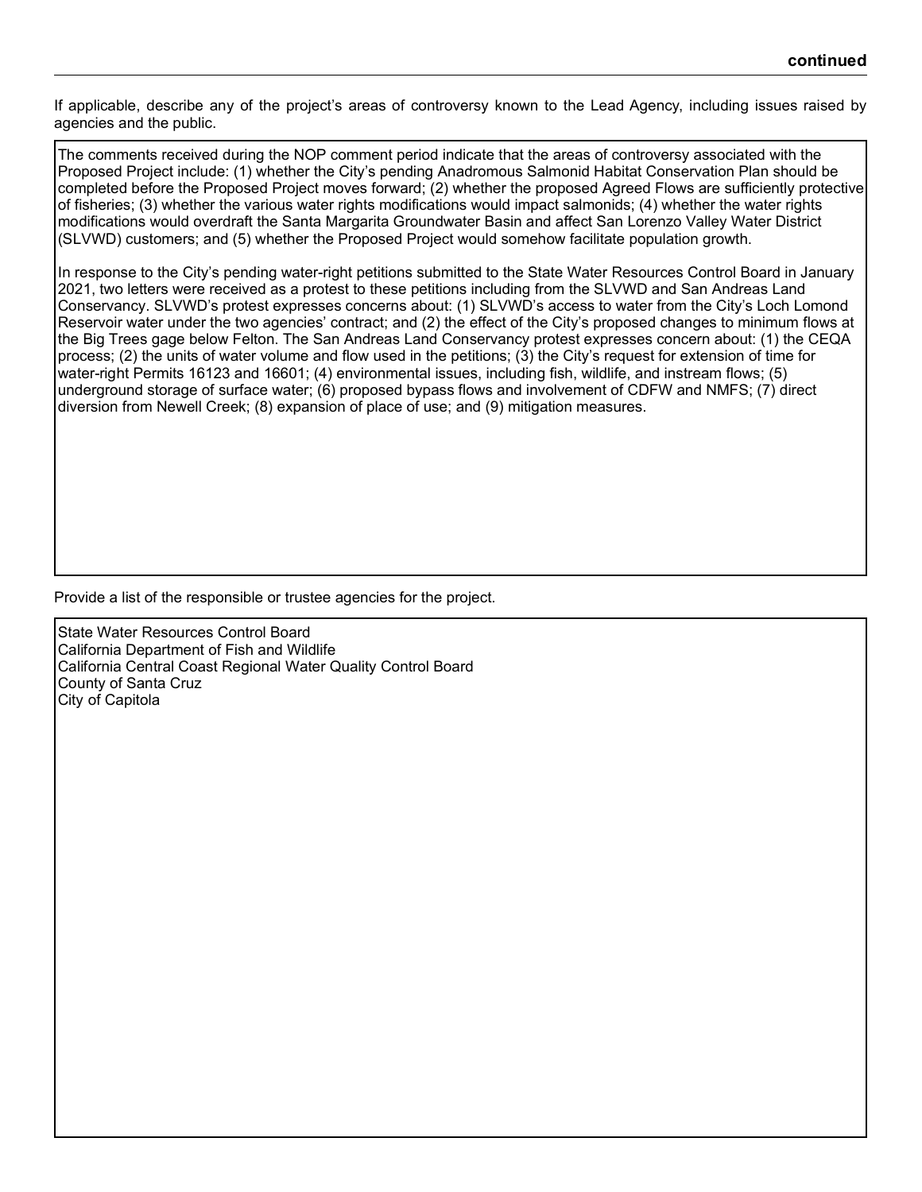**continued**

If applicable, describe any of the project's areas of controversy known to the Lead Agency, including issues raised by agencies and the public.

The comments received during the NOP comment period indicate that the areas of controversy associated with the Proposed Project include: (1) whether the City's pending Anadromous Salmonid Habitat Conservation Plan should be completed before the Proposed Project moves forward; (2) whether the proposed Agreed Flows are sufficiently protective of fisheries; (3) whether the various water rights modifications would impact salmonids; (4) whether the water rights modifications would overdraft the Santa Margarita Groundwater Basin and affect San Lorenzo Valley Water District (SLVWD) customers; and (5) whether the Proposed Project would somehow facilitate population growth.

In response to the City's pending water-right petitions submitted to the State Water Resources Control Board in January 2021, two letters were received as a protest to these petitions including from the SLVWD and San Andreas Land Conservancy. SLVWD's protest expresses concerns about: (1) SLVWD's access to water from the City's Loch Lomond Reservoir water under the two agencies' contract; and (2) the effect of the City's proposed changes to minimum flows at the Big Trees gage below Felton. The San Andreas Land Conservancy protest expresses concern about: (1) the CEQA process; (2) the units of water volume and flow used in the petitions; (3) the City's request for extension of time for water-right Permits 16123 and 16601; (4) environmental issues, including fish, wildlife, and instream flows; (5) underground storage of surface water; (6) proposed bypass flows and involvement of CDFW and NMFS; (7) direct diversion from Newell Creek; (8) expansion of place of use; and (9) mitigation measures.

Provide a list of the responsible or trustee agencies for the project.

State Water Resources Control Board
California Department of Fish and Wildlife
California Central Coast Regional Water Quality Control Board
County of Santa Cruz
City of Capitola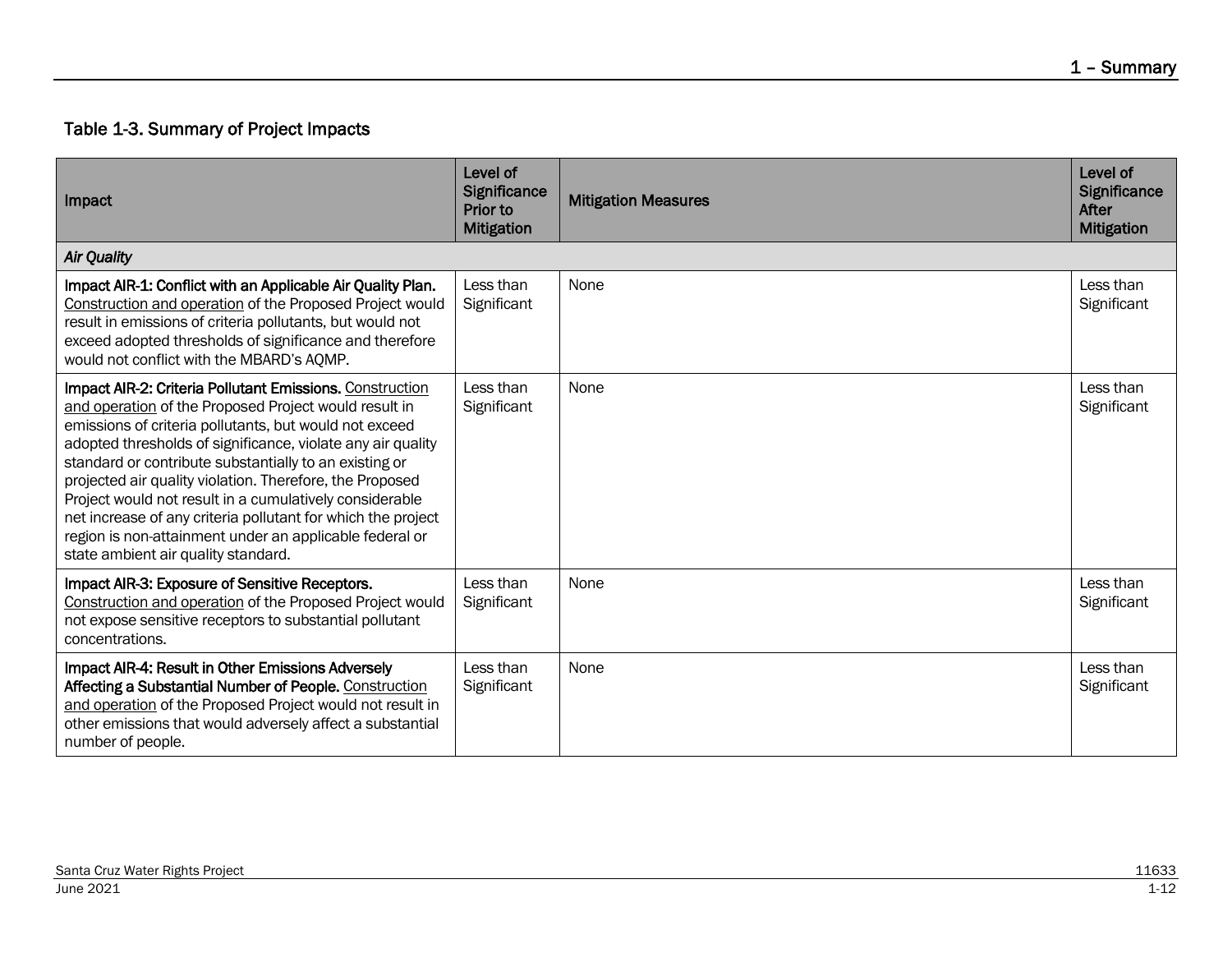### Table 1-3. Summary of Project Impacts

| Impact | Level of Significance Prior to Mitigation | Mitigation Measures | Level of Significance After Mitigation |
|---|---|---|---|
| *Air Quality* | | | |
| **Impact AIR-1: Conflict with an Applicable Air Quality Plan.** <u>Construction and operation</u> of the Proposed Project would result in emissions of criteria pollutants, but would not exceed adopted thresholds of significance and therefore would not conflict with the MBARD's AQMP. | Less than Significant | None | Less than Significant |
| **Impact AIR-2: Criteria Pollutant Emissions.** <u>Construction and operation</u> of the Proposed Project would result in emissions of criteria pollutants, but would not exceed adopted thresholds of significance, violate any air quality standard or contribute substantially to an existing or projected air quality violation. Therefore, the Proposed Project would not result in a cumulatively considerable net increase of any criteria pollutant for which the project region is non-attainment under an applicable federal or state ambient air quality standard. | Less than Significant | None | Less than Significant |
| **Impact AIR-3: Exposure of Sensitive Receptors.** <u>Construction and operation</u> of the Proposed Project would not expose sensitive receptors to substantial pollutant concentrations. | Less than Significant | None | Less than Significant |
| **Impact AIR-4: Result in Other Emissions Adversely Affecting a Substantial Number of People.** <u>Construction and operation</u> of the Proposed Project would not result in other emissions that would adversely affect a substantial number of people. | Less than Significant | None | Less than Significant |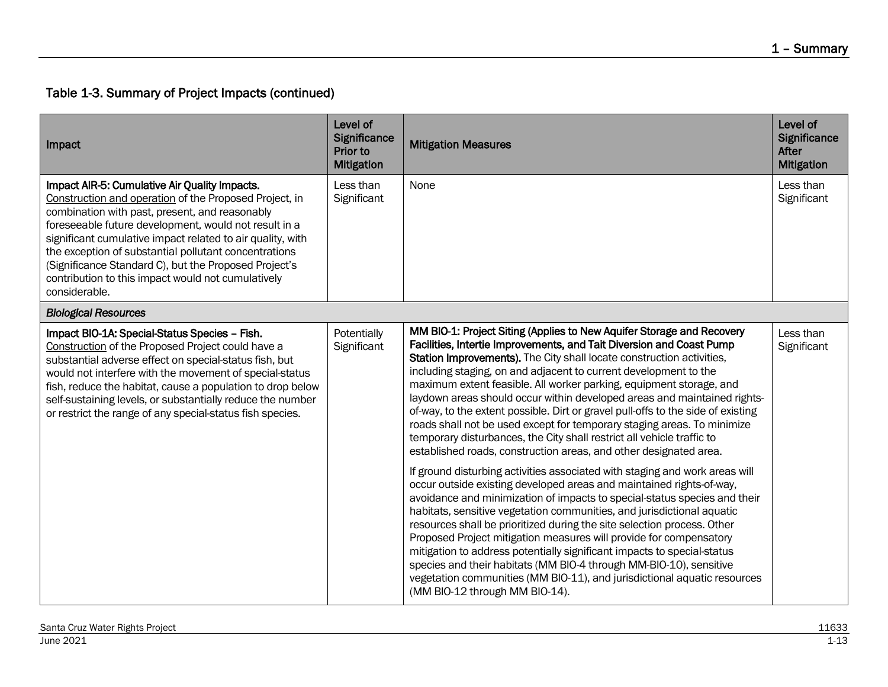## Table 1-3. Summary of Project Impacts (continued)

| Impact | Level of Significance Prior to Mitigation | Mitigation Measures | Level of Significance After Mitigation |
|---|---|---|---|
| **Impact AIR-5: Cumulative Air Quality Impacts.** Construction and operation of the Proposed Project, in combination with past, present, and reasonably foreseeable future development, would not result in a significant cumulative impact related to air quality, with the exception of substantial pollutant concentrations (Significance Standard C), but the Proposed Project's contribution to this impact would not cumulatively considerable. | Less than Significant | None | Less than Significant |
| ***Biological Resources*** | | | |
| **Impact BIO-1A: Special-Status Species – Fish.** Construction of the Proposed Project could have a substantial adverse effect on special-status fish, but would not interfere with the movement of special-status fish, reduce the habitat, cause a population to drop below self-sustaining levels, or substantially reduce the number or restrict the range of any special-status fish species. | Potentially Significant | **MM BIO-1: Project Siting (Applies to New Aquifer Storage and Recovery Facilities, Intertie Improvements, and Tait Diversion and Coast Pump Station Improvements).** The City shall locate construction activities, including staging, on and adjacent to current development to the maximum extent feasible. All worker parking, equipment storage, and laydown areas should occur within developed areas and maintained rights-of-way, to the extent possible. Dirt or gravel pull-offs to the side of existing roads shall not be used except for temporary staging areas. To minimize temporary disturbances, the City shall restrict all vehicle traffic to established roads, construction areas, and other designated area.<br><br>If ground disturbing activities associated with staging and work areas will occur outside existing developed areas and maintained rights-of-way, avoidance and minimization of impacts to special-status species and their habitats, sensitive vegetation communities, and jurisdictional aquatic resources shall be prioritized during the site selection process. Other Proposed Project mitigation measures will provide for compensatory mitigation to address potentially significant impacts to special-status species and their habitats (MM BIO-4 through MM-BIO-10), sensitive vegetation communities (MM BIO-11), and jurisdictional aquatic resources (MM BIO-12 through MM BIO-14). | Less than Significant |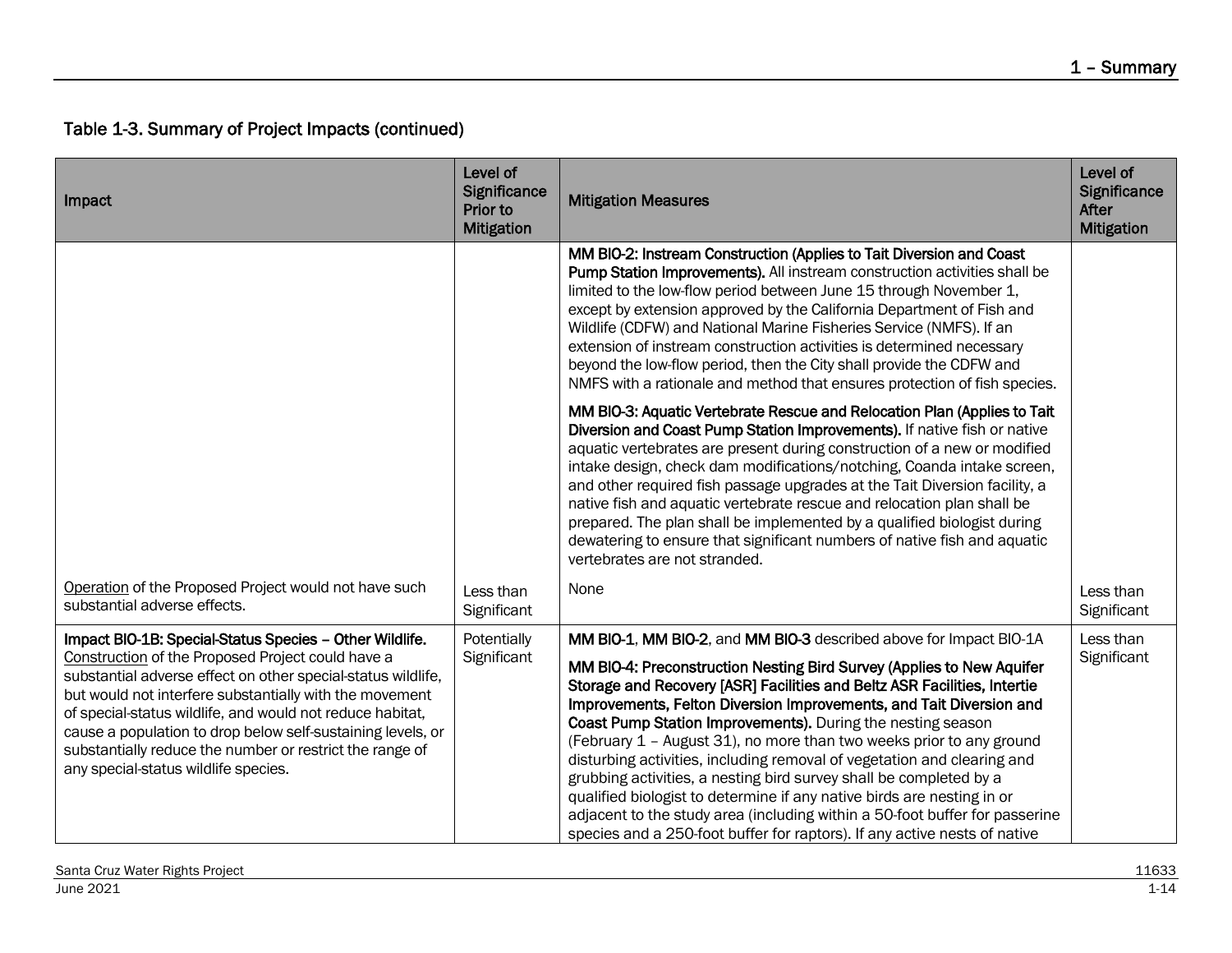Table 1-3. Summary of Project Impacts (continued)

| Impact | Level of Significance Prior to Mitigation | Mitigation Measures | Level of Significance After Mitigation |
|---|---|---|---|
| | | **MM BIO-2: Instream Construction (Applies to Tait Diversion and Coast Pump Station Improvements).** All instream construction activities shall be limited to the low-flow period between June 15 through November 1, except by extension approved by the California Department of Fish and Wildlife (CDFW) and National Marine Fisheries Service (NMFS). If an extension of instream construction activities is determined necessary beyond the low-flow period, then the City shall provide the CDFW and NMFS with a rationale and method that ensures protection of fish species.<br><br>**MM BIO-3: Aquatic Vertebrate Rescue and Relocation Plan (Applies to Tait Diversion and Coast Pump Station Improvements).** If native fish or native aquatic vertebrates are present during construction of a new or modified intake design, check dam modifications/notching, Coanda intake screen, and other required fish passage upgrades at the Tait Diversion facility, a native fish and aquatic vertebrate rescue and relocation plan shall be prepared. The plan shall be implemented by a qualified biologist during dewatering to ensure that significant numbers of native fish and aquatic vertebrates are not stranded. | |
| Operation of the Proposed Project would not have such substantial adverse effects. | Less than Significant | None | Less than Significant |
| **Impact BIO-1B: Special-Status Species – Other Wildlife.** Construction of the Proposed Project could have a substantial adverse effect on other special-status wildlife, but would not interfere substantially with the movement of special-status wildlife, and would not reduce habitat, cause a population to drop below self-sustaining levels, or substantially reduce the number or restrict the range of any special-status wildlife species. | Potentially Significant | **MM BIO-1**, **MM BIO-2**, and **MM BIO-3** described above for Impact BIO-1A<br><br>**MM BIO-4: Preconstruction Nesting Bird Survey (Applies to New Aquifer Storage and Recovery [ASR] Facilities and Beltz ASR Facilities, Intertie Improvements, Felton Diversion Improvements, and Tait Diversion and Coast Pump Station Improvements).** During the nesting season (February 1 – August 31), no more than two weeks prior to any ground disturbing activities, including removal of vegetation and clearing and grubbing activities, a nesting bird survey shall be completed by a qualified biologist to determine if any native birds are nesting in or adjacent to the study area (including within a 50-foot buffer for passerine species and a 250-foot buffer for raptors). If any active nests of native | Less than Significant |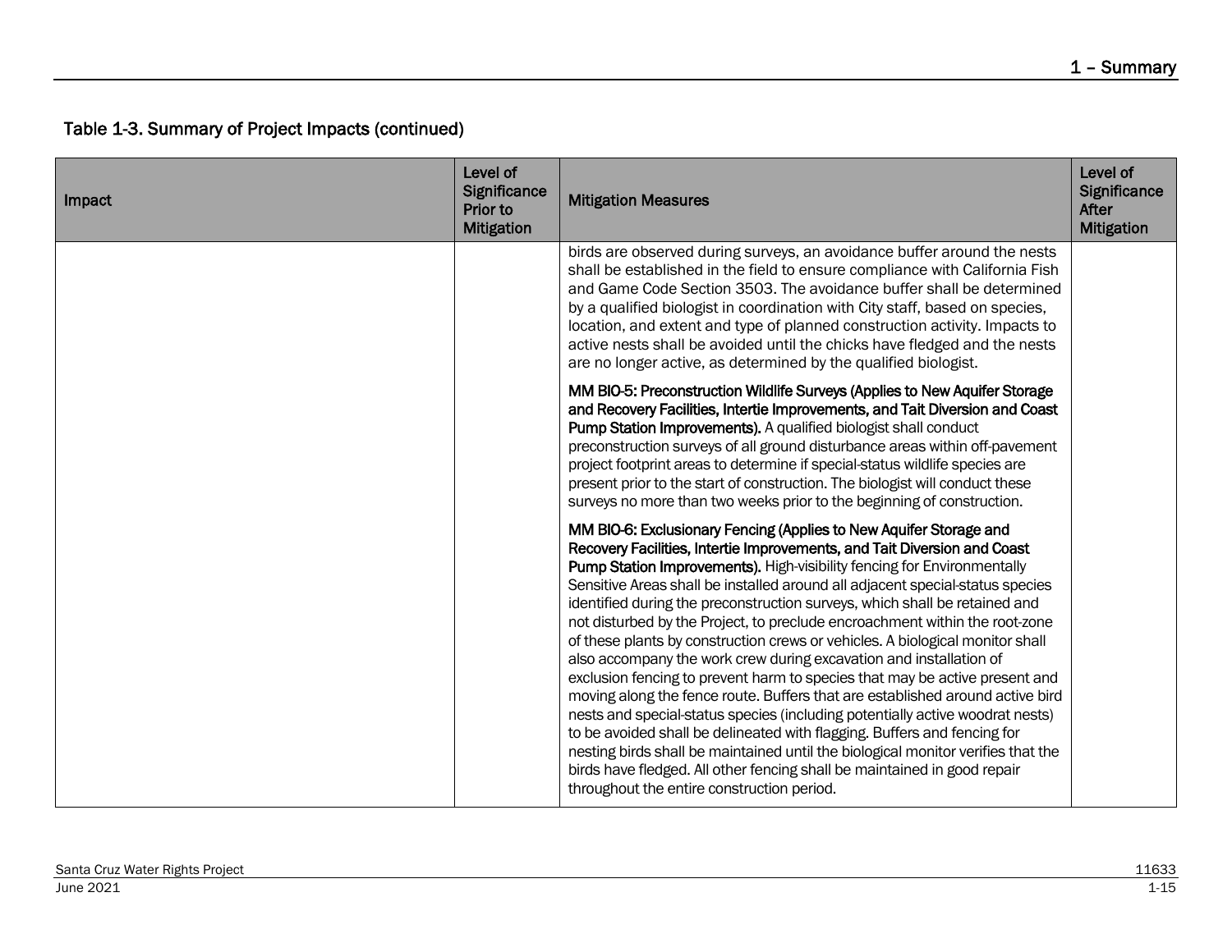## Table 1-3. Summary of Project Impacts (continued)

| Impact | Level of Significance Prior to Mitigation | Mitigation Measures | Level of Significance After Mitigation |
|---|---|---|---|
| | | birds are observed during surveys, an avoidance buffer around the nests shall be established in the field to ensure compliance with California Fish and Game Code Section 3503. The avoidance buffer shall be determined by a qualified biologist in coordination with City staff, based on species, location, and extent and type of planned construction activity. Impacts to active nests shall be avoided until the chicks have fledged and the nests are no longer active, as determined by the qualified biologist.<br><br>**MM BIO-5: Preconstruction Wildlife Surveys (Applies to New Aquifer Storage and Recovery Facilities, Intertie Improvements, and Tait Diversion and Coast Pump Station Improvements).** A qualified biologist shall conduct preconstruction surveys of all ground disturbance areas within off-pavement project footprint areas to determine if special-status wildlife species are present prior to the start of construction. The biologist will conduct these surveys no more than two weeks prior to the beginning of construction.<br><br>**MM BIO-6: Exclusionary Fencing (Applies to New Aquifer Storage and Recovery Facilities, Intertie Improvements, and Tait Diversion and Coast Pump Station Improvements).** High-visibility fencing for Environmentally Sensitive Areas shall be installed around all adjacent special-status species identified during the preconstruction surveys, which shall be retained and not disturbed by the Project, to preclude encroachment within the root-zone of these plants by construction crews or vehicles. A biological monitor shall also accompany the work crew during excavation and installation of exclusion fencing to prevent harm to species that may be active present and moving along the fence route. Buffers that are established around active bird nests and special-status species (including potentially active woodrat nests) to be avoided shall be delineated with flagging. Buffers and fencing for nesting birds shall be maintained until the biological monitor verifies that the birds have fledged. All other fencing shall be maintained in good repair throughout the entire construction period. | |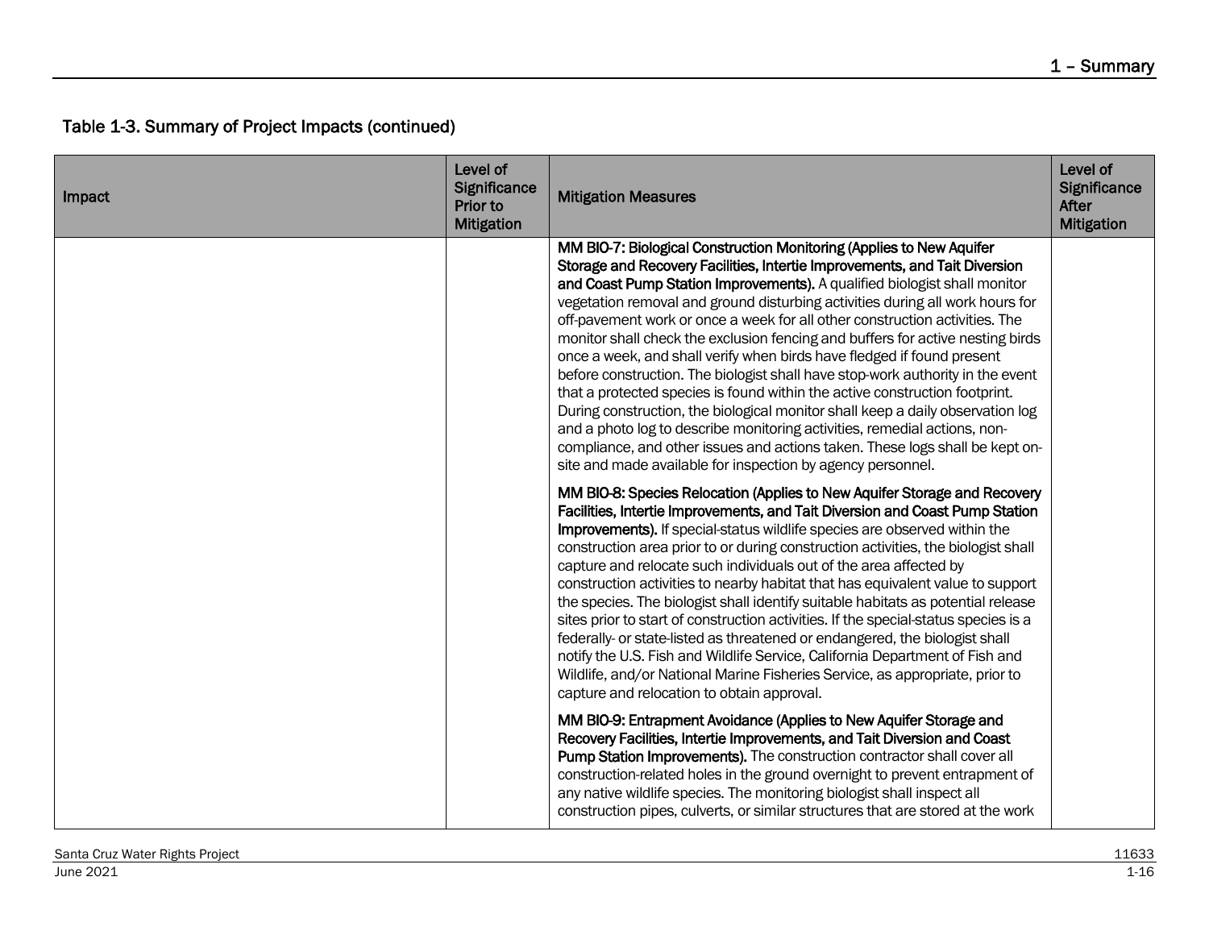## Table 1-3. Summary of Project Impacts (continued)

| Impact | Level of Significance Prior to Mitigation | Mitigation Measures | Level of Significance After Mitigation |
|---|---|---|---|
| | | **MM BIO-7: Biological Construction Monitoring (Applies to New Aquifer Storage and Recovery Facilities, Intertie Improvements, and Tait Diversion and Coast Pump Station Improvements).** A qualified biologist shall monitor vegetation removal and ground disturbing activities during all work hours for off-pavement work or once a week for all other construction activities. The monitor shall check the exclusion fencing and buffers for active nesting birds once a week, and shall verify when birds have fledged if found present before construction. The biologist shall have stop-work authority in the event that a protected species is found within the active construction footprint. During construction, the biological monitor shall keep a daily observation log and a photo log to describe monitoring activities, remedial actions, non-compliance, and other issues and actions taken. These logs shall be kept on-site and made available for inspection by agency personnel.<br><br>**MM BIO-8: Species Relocation (Applies to New Aquifer Storage and Recovery Facilities, Intertie Improvements, and Tait Diversion and Coast Pump Station Improvements).** If special-status wildlife species are observed within the construction area prior to or during construction activities, the biologist shall capture and relocate such individuals out of the area affected by construction activities to nearby habitat that has equivalent value to support the species. The biologist shall identify suitable habitats as potential release sites prior to start of construction activities. If the special-status species is a federally- or state-listed as threatened or endangered, the biologist shall notify the U.S. Fish and Wildlife Service, California Department of Fish and Wildlife, and/or National Marine Fisheries Service, as appropriate, prior to capture and relocation to obtain approval.<br><br>**MM BIO-9: Entrapment Avoidance (Applies to New Aquifer Storage and Recovery Facilities, Intertie Improvements, and Tait Diversion and Coast Pump Station Improvements).** The construction contractor shall cover all construction-related holes in the ground overnight to prevent entrapment of any native wildlife species. The monitoring biologist shall inspect all construction pipes, culverts, or similar structures that are stored at the work | |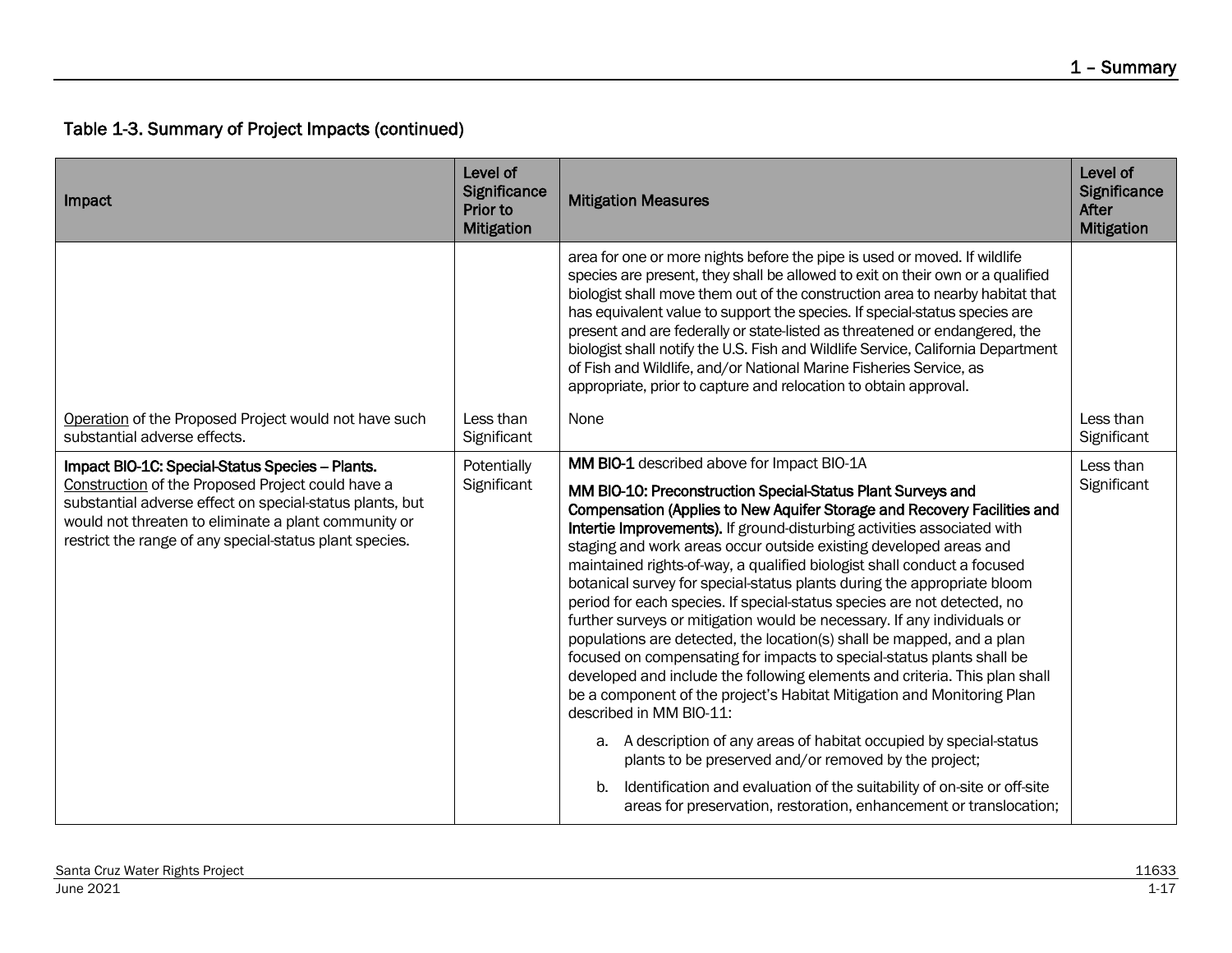## Table 1-3. Summary of Project Impacts (continued)

| Impact | Level of Significance Prior to Mitigation | Mitigation Measures | Level of Significance After Mitigation |
|---|---|---|---|
| | | area for one or more nights before the pipe is used or moved. If wildlife species are present, they shall be allowed to exit on their own or a qualified biologist shall move them out of the construction area to nearby habitat that has equivalent value to support the species. If special-status species are present and are federally or state-listed as threatened or endangered, the biologist shall notify the U.S. Fish and Wildlife Service, California Department of Fish and Wildlife, and/or National Marine Fisheries Service, as appropriate, prior to capture and relocation to obtain approval. | |
| Operation of the Proposed Project would not have such substantial adverse effects. | Less than Significant | None | Less than Significant |
| **Impact BIO-1C: Special-Status Species – Plants.** Construction of the Proposed Project could have a substantial adverse effect on special-status plants, but would not threaten to eliminate a plant community or restrict the range of any special-status plant species. | Potentially Significant | **MM BIO-1** described above for Impact BIO-1A<br><br>**MM BIO-10: Preconstruction Special-Status Plant Surveys and Compensation (Applies to New Aquifer Storage and Recovery Facilities and Intertie Improvements).** If ground-disturbing activities associated with staging and work areas occur outside existing developed areas and maintained rights-of-way, a qualified biologist shall conduct a focused botanical survey for special-status plants during the appropriate bloom period for each species. If special-status species are not detected, no further surveys or mitigation would be necessary. If any individuals or populations are detected, the location(s) shall be mapped, and a plan focused on compensating for impacts to special-status plants shall be developed and include the following elements and criteria. This plan shall be a component of the project's Habitat Mitigation and Monitoring Plan described in MM BIO-11:<br><br>a. A description of any areas of habitat occupied by special-status plants to be preserved and/or removed by the project;<br><br>b. Identification and evaluation of the suitability of on-site or off-site areas for preservation, restoration, enhancement or translocation; | Less than Significant |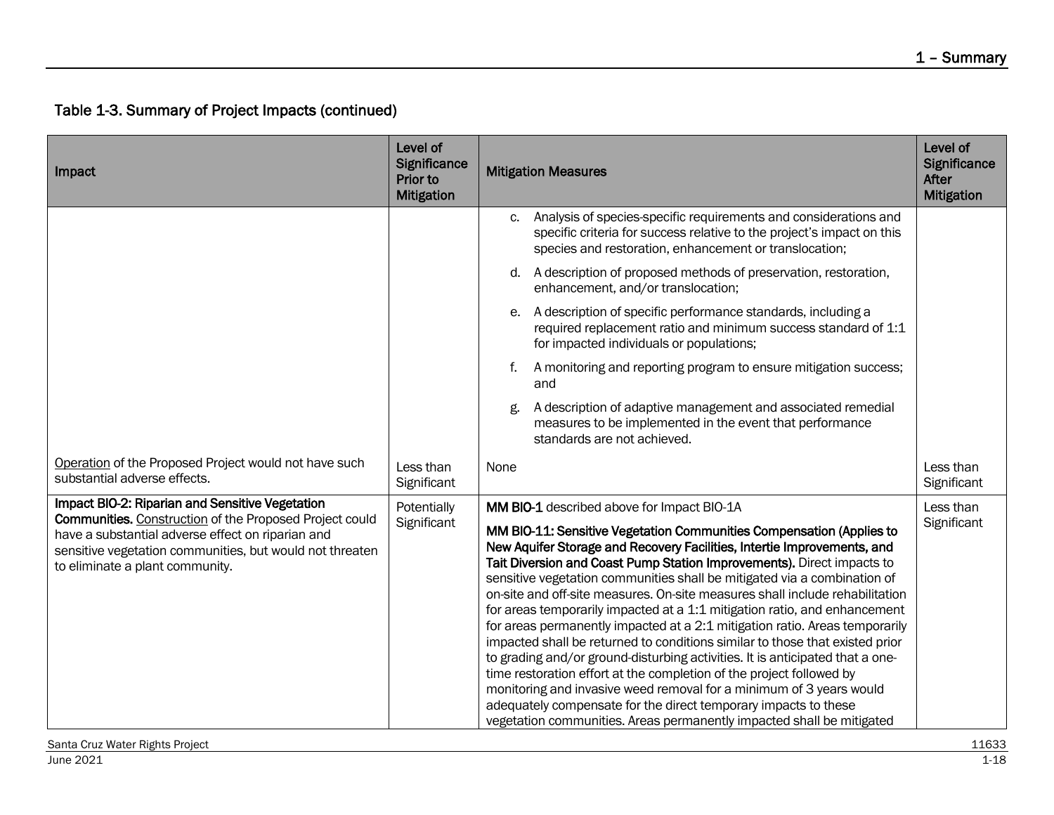### Table 1-3. Summary of Project Impacts (continued)

| Impact | Level of Significance Prior to Mitigation | Mitigation Measures | Level of Significance After Mitigation |
|---|---|---|---|
| | | c. Analysis of species-specific requirements and considerations and specific criteria for success relative to the project's impact on this species and restoration, enhancement or translocation;<br>d. A description of proposed methods of preservation, restoration, enhancement, and/or translocation;<br>e. A description of specific performance standards, including a required replacement ratio and minimum success standard of 1:1 for impacted individuals or populations;<br>f. A monitoring and reporting program to ensure mitigation success; and<br>g. A description of adaptive management and associated remedial measures to be implemented in the event that performance standards are not achieved. | |
| Operation of the Proposed Project would not have such substantial adverse effects. | Less than Significant | None | Less than Significant |
| **Impact BIO-2: Riparian and Sensitive Vegetation Communities.** Construction of the Proposed Project could have a substantial adverse effect on riparian and sensitive vegetation communities, but would not threaten to eliminate a plant community. | Potentially Significant | **MM BIO-1** described above for Impact BIO-1A<br>**MM BIO-11: Sensitive Vegetation Communities Compensation (Applies to New Aquifer Storage and Recovery Facilities, Intertie Improvements, and Tait Diversion and Coast Pump Station Improvements).** Direct impacts to sensitive vegetation communities shall be mitigated via a combination of on-site and off-site measures. On-site measures shall include rehabilitation for areas temporarily impacted at a 1:1 mitigation ratio, and enhancement for areas permanently impacted at a 2:1 mitigation ratio. Areas temporarily impacted shall be returned to conditions similar to those that existed prior to grading and/or ground-disturbing activities. It is anticipated that a one-time restoration effort at the completion of the project followed by monitoring and invasive weed removal for a minimum of 3 years would adequately compensate for the direct temporary impacts to these vegetation communities. Areas permanently impacted shall be mitigated | Less than Significant |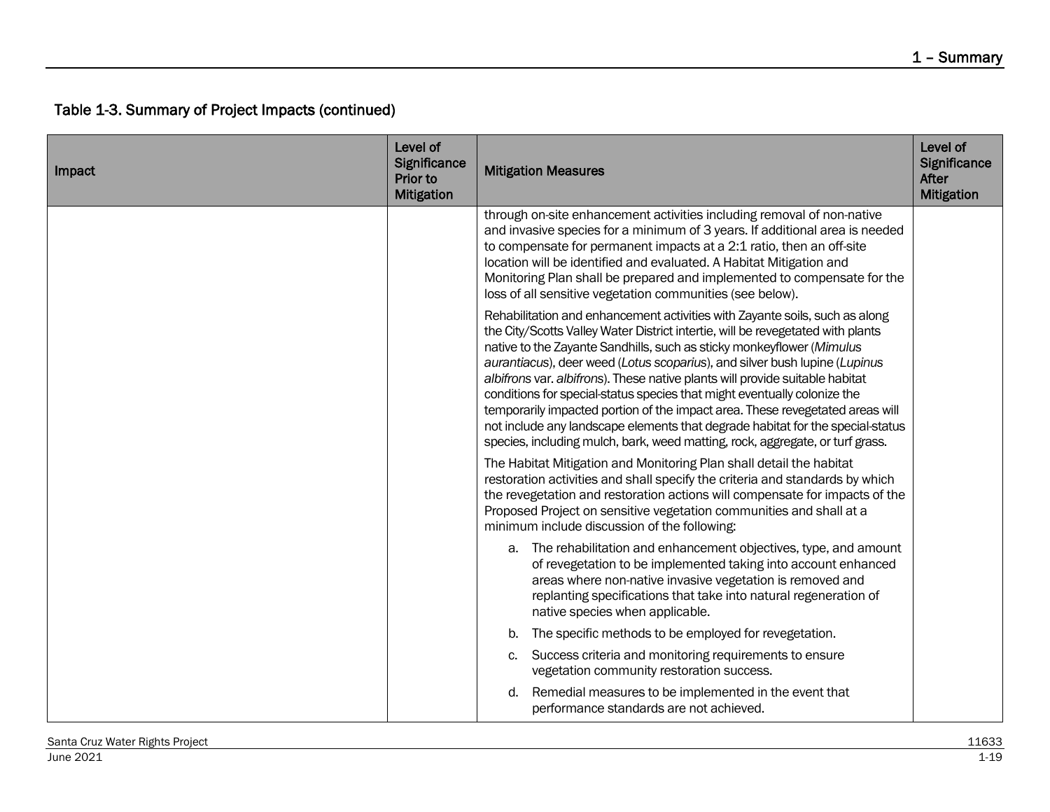## Table 1-3. Summary of Project Impacts (continued)

| Impact | Level of Significance Prior to Mitigation | Mitigation Measures | Level of Significance After Mitigation |
|---|---|---|---|
| | | through on-site enhancement activities including removal of non-native and invasive species for a minimum of 3 years. If additional area is needed to compensate for permanent impacts at a 2:1 ratio, then an off-site location will be identified and evaluated. A Habitat Mitigation and Monitoring Plan shall be prepared and implemented to compensate for the loss of all sensitive vegetation communities (see below).<br><br>Rehabilitation and enhancement activities with Zayante soils, such as along the City/Scotts Valley Water District intertie, will be revegetated with plants native to the Zayante Sandhills, such as sticky monkeyflower (*Mimulus aurantiacus*), deer weed (*Lotus scoparius*), and silver bush lupine (*Lupinus albifrons* var. *albifrons*). These native plants will provide suitable habitat conditions for special-status species that might eventually colonize the temporarily impacted portion of the impact area. These revegetated areas will not include any landscape elements that degrade habitat for the special-status species, including mulch, bark, weed matting, rock, aggregate, or turf grass.<br><br>The Habitat Mitigation and Monitoring Plan shall detail the habitat restoration activities and shall specify the criteria and standards by which the revegetation and restoration actions will compensate for impacts of the Proposed Project on sensitive vegetation communities and shall at a minimum include discussion of the following:<br><br>a. The rehabilitation and enhancement objectives, type, and amount of revegetation to be implemented taking into account enhanced areas where non-native invasive vegetation is removed and replanting specifications that take into natural regeneration of native species when applicable.<br>b. The specific methods to be employed for revegetation.<br>c. Success criteria and monitoring requirements to ensure vegetation community restoration success.<br>d. Remedial measures to be implemented in the event that performance standards are not achieved. | |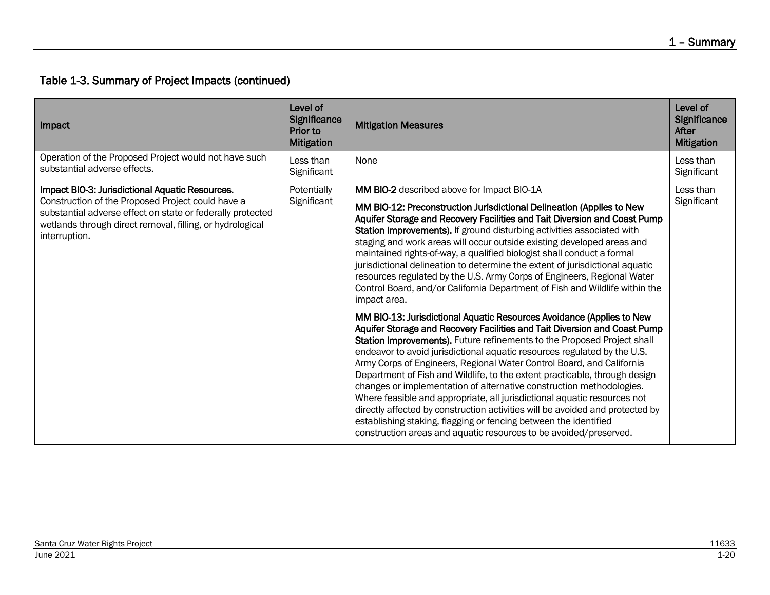### Table 1-3. Summary of Project Impacts (continued)

| Impact | Level of Significance Prior to Mitigation | Mitigation Measures | Level of Significance After Mitigation |
|---|---|---|---|
| Operation of the Proposed Project would not have such substantial adverse effects. | Less than Significant | None | Less than Significant |
| **Impact BIO-3: Jurisdictional Aquatic Resources.** Construction of the Proposed Project could have a substantial adverse effect on state or federally protected wetlands through direct removal, filling, or hydrological interruption. | Potentially Significant | **MM BIO-2** described above for Impact BIO-1A<br><br>**MM BIO-12: Preconstruction Jurisdictional Delineation (Applies to New Aquifer Storage and Recovery Facilities and Tait Diversion and Coast Pump Station Improvements).** If ground disturbing activities associated with staging and work areas will occur outside existing developed areas and maintained rights-of-way, a qualified biologist shall conduct a formal jurisdictional delineation to determine the extent of jurisdictional aquatic resources regulated by the U.S. Army Corps of Engineers, Regional Water Control Board, and/or California Department of Fish and Wildlife within the impact area.<br><br>**MM BIO-13: Jurisdictional Aquatic Resources Avoidance (Applies to New Aquifer Storage and Recovery Facilities and Tait Diversion and Coast Pump Station Improvements).** Future refinements to the Proposed Project shall endeavor to avoid jurisdictional aquatic resources regulated by the U.S. Army Corps of Engineers, Regional Water Control Board, and California Department of Fish and Wildlife, to the extent practicable, through design changes or implementation of alternative construction methodologies. Where feasible and appropriate, all jurisdictional aquatic resources not directly affected by construction activities will be avoided and protected by establishing staking, flagging or fencing between the identified construction areas and aquatic resources to be avoided/preserved. | Less than Significant |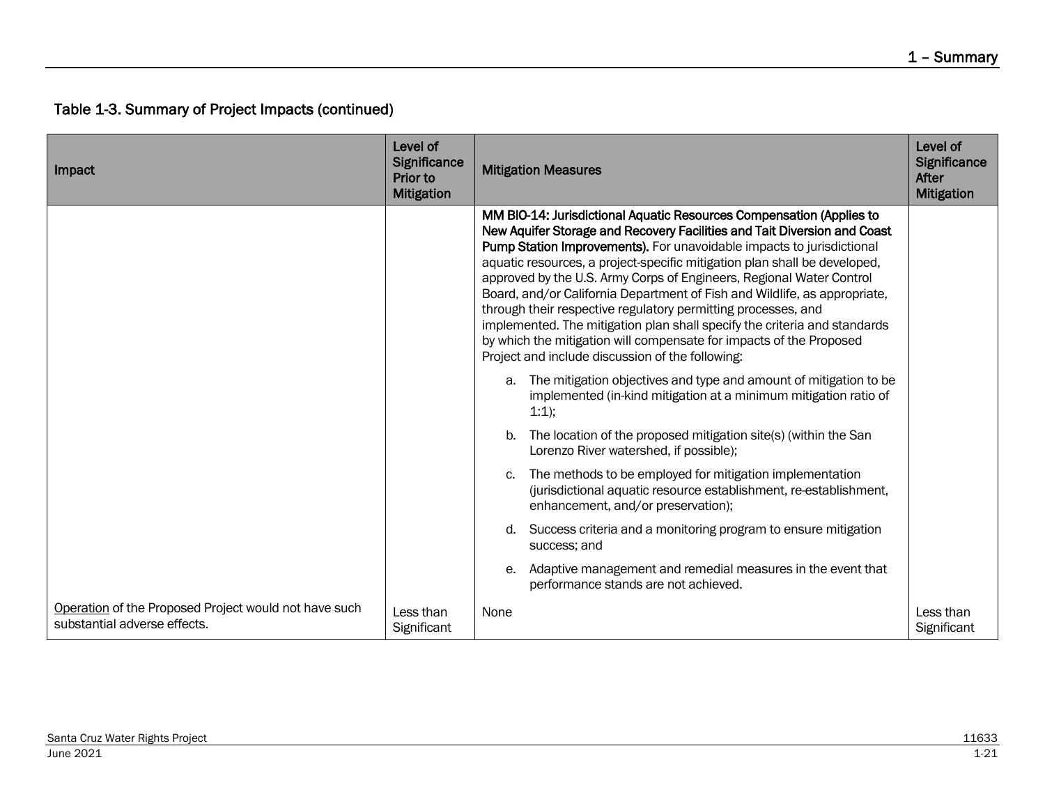## Table 1-3. Summary of Project Impacts (continued)

| Impact | Level of Significance Prior to Mitigation | Mitigation Measures | Level of Significance After Mitigation |
|---|---|---|---|
| | | **MM BIO-14: Jurisdictional Aquatic Resources Compensation (Applies to New Aquifer Storage and Recovery Facilities and Tait Diversion and Coast Pump Station Improvements).** For unavoidable impacts to jurisdictional aquatic resources, a project-specific mitigation plan shall be developed, approved by the U.S. Army Corps of Engineers, Regional Water Control Board, and/or California Department of Fish and Wildlife, as appropriate, through their respective regulatory permitting processes, and implemented. The mitigation plan shall specify the criteria and standards by which the mitigation will compensate for impacts of the Proposed Project and include discussion of the following:<br>a. The mitigation objectives and type and amount of mitigation to be implemented (in-kind mitigation at a minimum mitigation ratio of 1:1);<br>b. The location of the proposed mitigation site(s) (within the San Lorenzo River watershed, if possible);<br>c. The methods to be employed for mitigation implementation (jurisdictional aquatic resource establishment, re-establishment, enhancement, and/or preservation);<br>d. Success criteria and a monitoring program to ensure mitigation success; and<br>e. Adaptive management and remedial measures in the event that performance stands are not achieved. | |
| <u>Operation</u> of the Proposed Project would not have such substantial adverse effects. | Less than Significant | None | Less than Significant |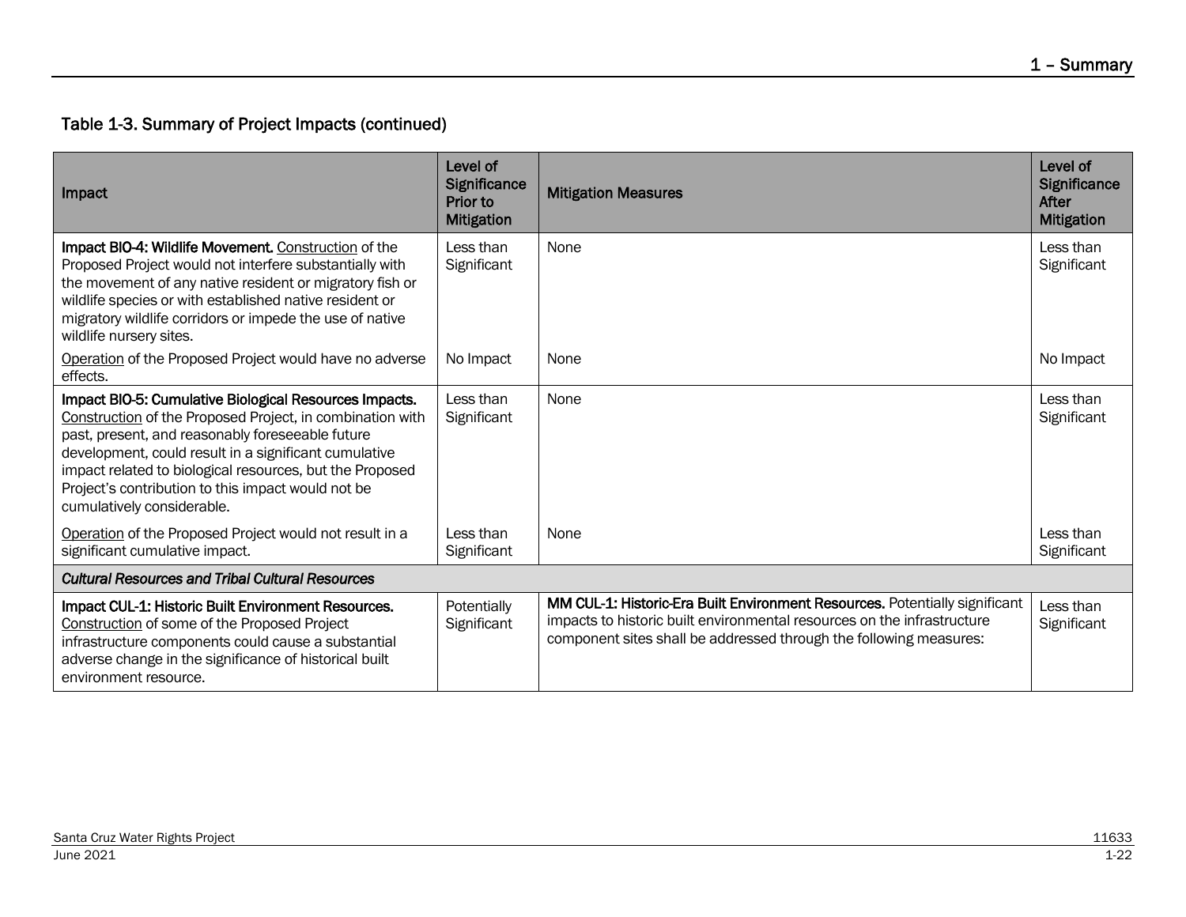## Table 1-3. Summary of Project Impacts (continued)

| Impact | Level of Significance Prior to Mitigation | Mitigation Measures | Level of Significance After Mitigation |
|---|---|---|---|
| **Impact BIO-4: Wildlife Movement.** Construction of the Proposed Project would not interfere substantially with the movement of any native resident or migratory fish or wildlife species or with established native resident or migratory wildlife corridors or impede the use of native wildlife nursery sites. | Less than Significant | None | Less than Significant |
| Operation of the Proposed Project would have no adverse effects. | No Impact | None | No Impact |
| **Impact BIO-5: Cumulative Biological Resources Impacts.** Construction of the Proposed Project, in combination with past, present, and reasonably foreseeable future development, could result in a significant cumulative impact related to biological resources, but the Proposed Project's contribution to this impact would not be cumulatively considerable. | Less than Significant | None | Less than Significant |
| Operation of the Proposed Project would not result in a significant cumulative impact. | Less than Significant | None | Less than Significant |
| ***Cultural Resources and Tribal Cultural Resources*** | | | |
| **Impact CUL-1: Historic Built Environment Resources.** Construction of some of the Proposed Project infrastructure components could cause a substantial adverse change in the significance of historical built environment resource. | Potentially Significant | **MM CUL-1: Historic-Era Built Environment Resources.** Potentially significant impacts to historic built environmental resources on the infrastructure component sites shall be addressed through the following measures: | Less than Significant |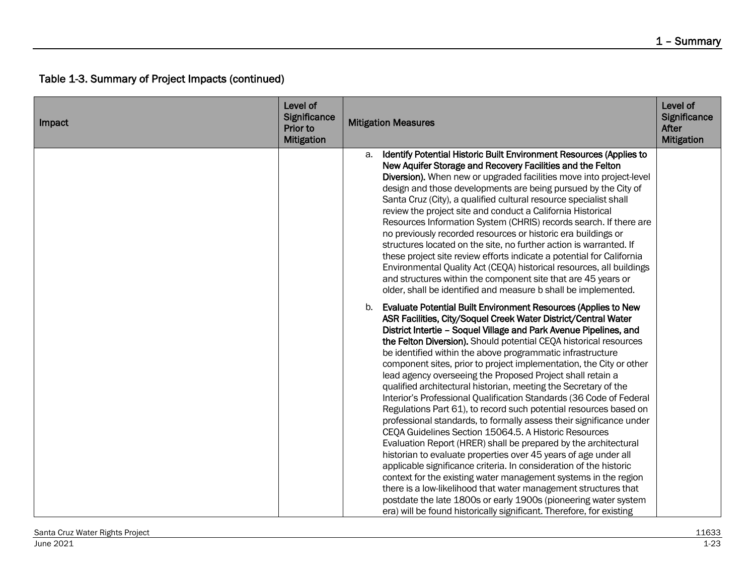Table 1-3. Summary of Project Impacts (continued)

| Impact | Level of Significance Prior to Mitigation | Mitigation Measures | Level of Significance After Mitigation |
|---|---|---|---|
| | | a. **Identify Potential Historic Built Environment Resources (Applies to New Aquifer Storage and Recovery Facilities and the Felton Diversion).** When new or upgraded facilities move into project-level design and those developments are being pursued by the City of Santa Cruz (City), a qualified cultural resource specialist shall review the project site and conduct a California Historical Resources Information System (CHRIS) records search. If there are no previously recorded resources or historic era buildings or structures located on the site, no further action is warranted. If these project site review efforts indicate a potential for California Environmental Quality Act (CEQA) historical resources, all buildings and structures within the component site that are 45 years or older, shall be identified and measure b shall be implemented.<br><br>b. **Evaluate Potential Built Environment Resources (Applies to New ASR Facilities, City/Soquel Creek Water District/Central Water District Intertie – Soquel Village and Park Avenue Pipelines, and the Felton Diversion).** Should potential CEQA historical resources be identified within the above programmatic infrastructure component sites, prior to project implementation, the City or other lead agency overseeing the Proposed Project shall retain a qualified architectural historian, meeting the Secretary of the Interior's Professional Qualification Standards (36 Code of Federal Regulations Part 61), to record such potential resources based on professional standards, to formally assess their significance under CEQA Guidelines Section 15064.5. A Historic Resources Evaluation Report (HRER) shall be prepared by the architectural historian to evaluate properties over 45 years of age under all applicable significance criteria. In consideration of the historic context for the existing water management systems in the region there is a low-likelihood that water management structures that postdate the late 1800s or early 1900s (pioneering water system era) will be found historically significant. Therefore, for existing | |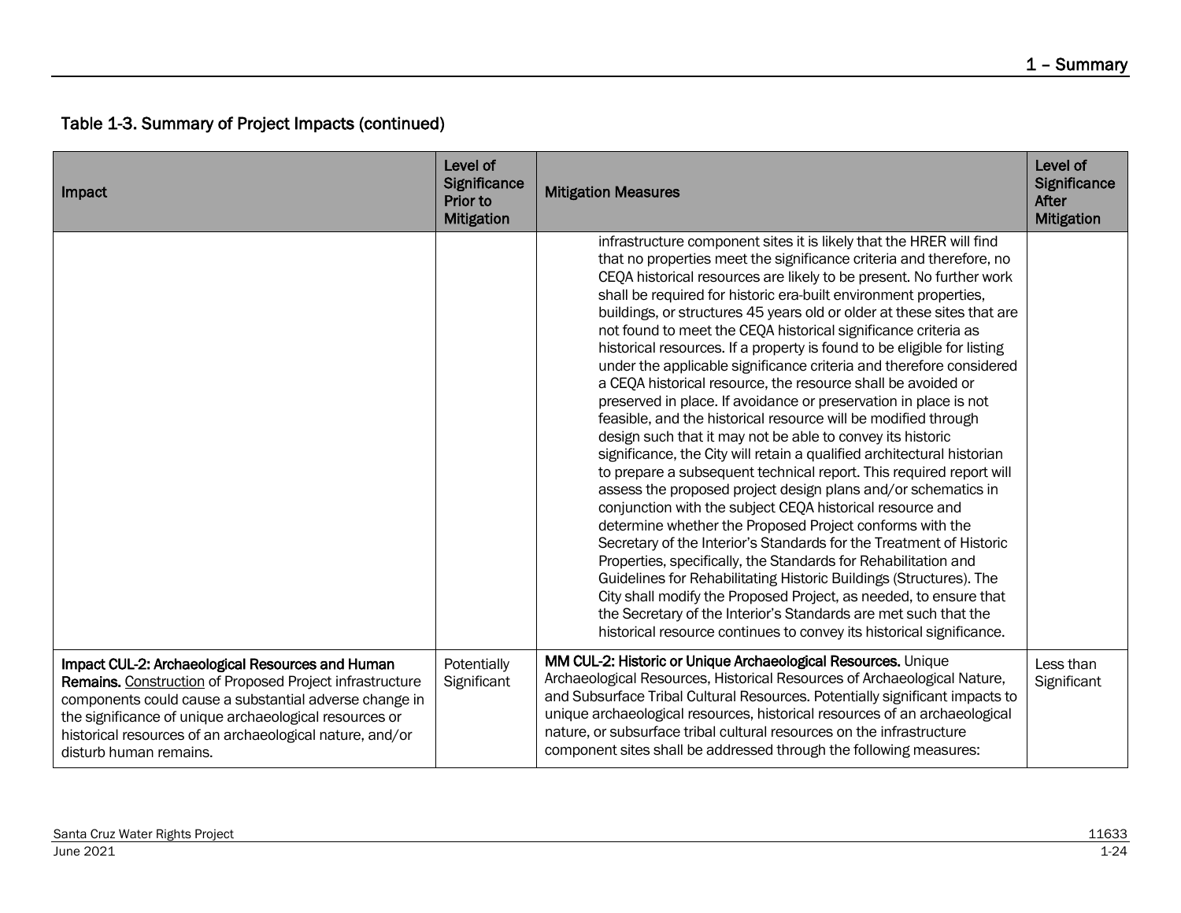## Table 1-3. Summary of Project Impacts (continued)

| Impact | Level of Significance Prior to Mitigation | Mitigation Measures | Level of Significance After Mitigation |
|---|---|---|---|
| | | infrastructure component sites it is likely that the HRER will find that no properties meet the significance criteria and therefore, no CEQA historical resources are likely to be present. No further work shall be required for historic era-built environment properties, buildings, or structures 45 years old or older at these sites that are not found to meet the CEQA historical significance criteria as historical resources. If a property is found to be eligible for listing under the applicable significance criteria and therefore considered a CEQA historical resource, the resource shall be avoided or preserved in place. If avoidance or preservation in place is not feasible, and the historical resource will be modified through design such that it may not be able to convey its historic significance, the City will retain a qualified architectural historian to prepare a subsequent technical report. This required report will assess the proposed project design plans and/or schematics in conjunction with the subject CEQA historical resource and determine whether the Proposed Project conforms with the Secretary of the Interior's Standards for the Treatment of Historic Properties, specifically, the Standards for Rehabilitation and Guidelines for Rehabilitating Historic Buildings (Structures). The City shall modify the Proposed Project, as needed, to ensure that the Secretary of the Interior's Standards are met such that the historical resource continues to convey its historical significance. | |
| **Impact CUL-2: Archaeological Resources and Human Remains.** Construction of Proposed Project infrastructure components could cause a substantial adverse change in the significance of unique archaeological resources or historical resources of an archaeological nature, and/or disturb human remains. | Potentially Significant | **MM CUL-2: Historic or Unique Archaeological Resources.** Unique Archaeological Resources, Historical Resources of Archaeological Nature, and Subsurface Tribal Cultural Resources. Potentially significant impacts to unique archaeological resources, historical resources of an archaeological nature, or subsurface tribal cultural resources on the infrastructure component sites shall be addressed through the following measures: | Less than Significant |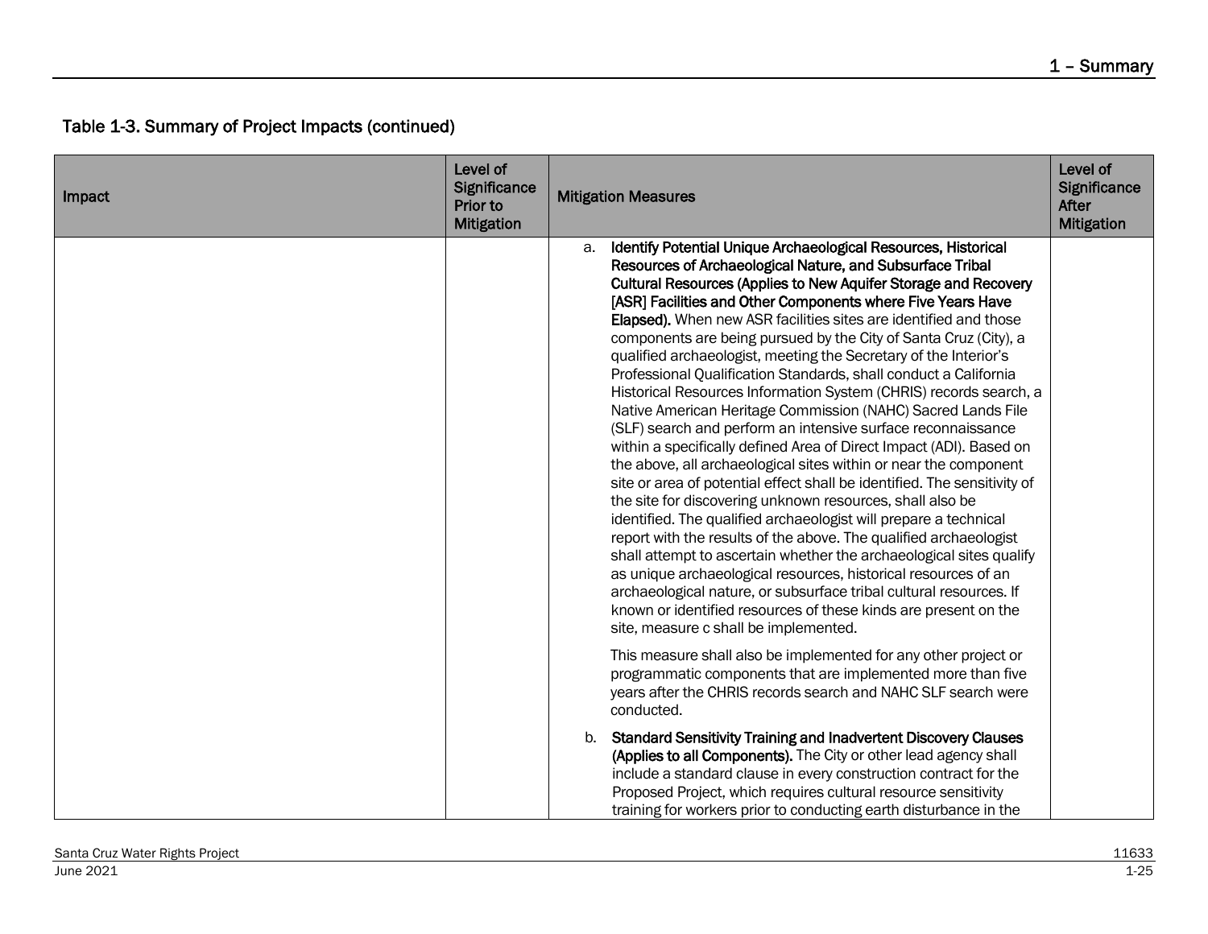Table 1-3. Summary of Project Impacts (continued)

| Impact | Level of Significance Prior to Mitigation | Mitigation Measures | Level of Significance After Mitigation |
|---|---|---|---|
| | | a. **Identify Potential Unique Archaeological Resources, Historical Resources of Archaeological Nature, and Subsurface Tribal Cultural Resources (Applies to New Aquifer Storage and Recovery [ASR] Facilities and Other Components where Five Years Have Elapsed).** When new ASR facilities sites are identified and those components are being pursued by the City of Santa Cruz (City), a qualified archaeologist, meeting the Secretary of the Interior's Professional Qualification Standards, shall conduct a California Historical Resources Information System (CHRIS) records search, a Native American Heritage Commission (NAHC) Sacred Lands File (SLF) search and perform an intensive surface reconnaissance within a specifically defined Area of Direct Impact (ADI). Based on the above, all archaeological sites within or near the component site or area of potential effect shall be identified. The sensitivity of the site for discovering unknown resources, shall also be identified. The qualified archaeologist will prepare a technical report with the results of the above. The qualified archaeologist shall attempt to ascertain whether the archaeological sites qualify as unique archaeological resources, historical resources of an archaeological nature, or subsurface tribal cultural resources. If known or identified resources of these kinds are present on the site, measure c shall be implemented.<br><br>This measure shall also be implemented for any other project or programmatic components that are implemented more than five years after the CHRIS records search and NAHC SLF search were conducted.<br><br>b. **Standard Sensitivity Training and Inadvertent Discovery Clauses (Applies to all Components).** The City or other lead agency shall include a standard clause in every construction contract for the Proposed Project, which requires cultural resource sensitivity training for workers prior to conducting earth disturbance in the | |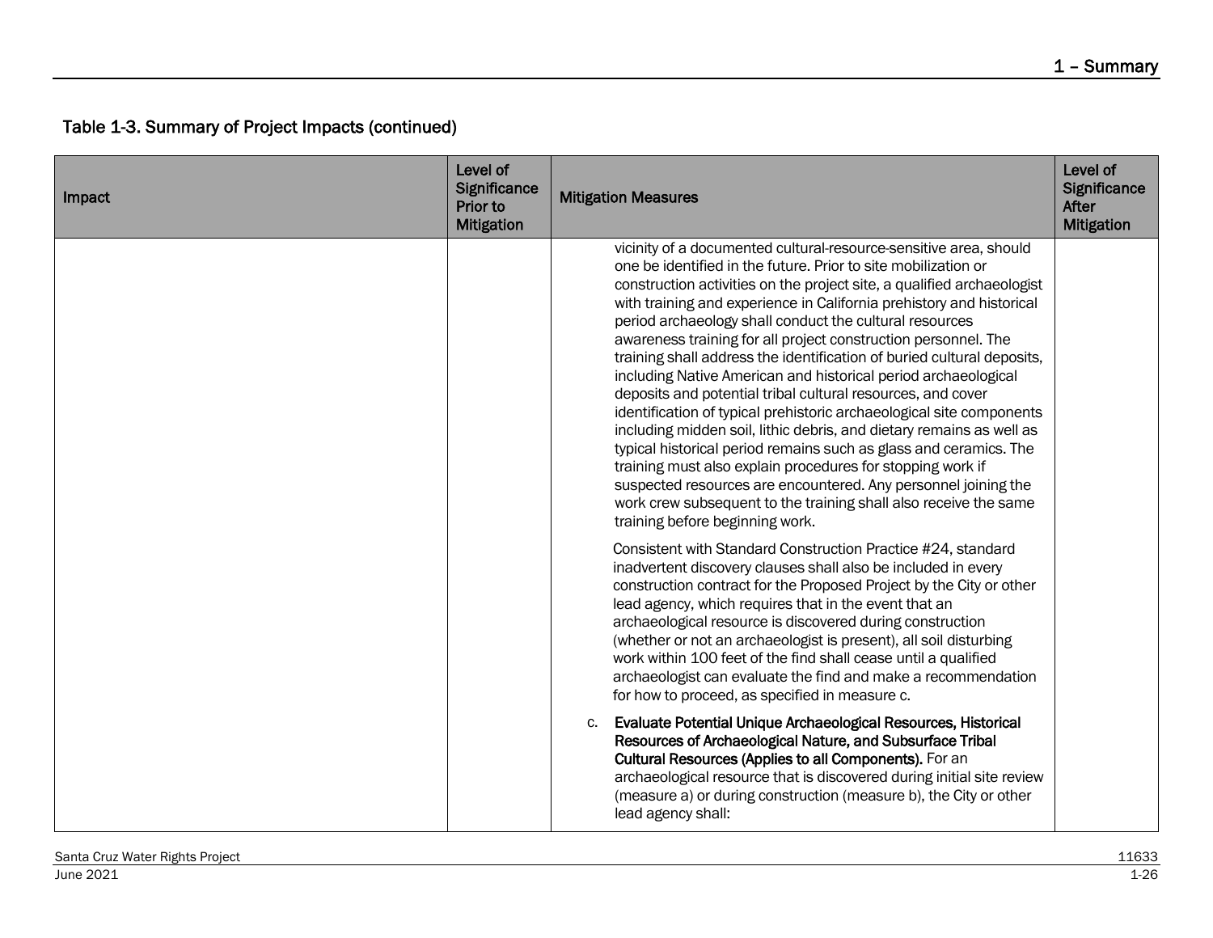Table 1-3. Summary of Project Impacts (continued)

| Impact | Level of Significance Prior to Mitigation | Mitigation Measures | Level of Significance After Mitigation |
|---|---|---|---|
| | | vicinity of a documented cultural-resource-sensitive area, should one be identified in the future. Prior to site mobilization or construction activities on the project site, a qualified archaeologist with training and experience in California prehistory and historical period archaeology shall conduct the cultural resources awareness training for all project construction personnel. The training shall address the identification of buried cultural deposits, including Native American and historical period archaeological deposits and potential tribal cultural resources, and cover identification of typical prehistoric archaeological site components including midden soil, lithic debris, and dietary remains as well as typical historical period remains such as glass and ceramics. The training must also explain procedures for stopping work if suspected resources are encountered. Any personnel joining the work crew subsequent to the training shall also receive the same training before beginning work.<br><br>Consistent with Standard Construction Practice #24, standard inadvertent discovery clauses shall also be included in every construction contract for the Proposed Project by the City or other lead agency, which requires that in the event that an archaeological resource is discovered during construction (whether or not an archaeologist is present), all soil disturbing work within 100 feet of the find shall cease until a qualified archaeologist can evaluate the find and make a recommendation for how to proceed, as specified in measure c.<br><br>c. **Evaluate Potential Unique Archaeological Resources, Historical Resources of Archaeological Nature, and Subsurface Tribal Cultural Resources (Applies to all Components).** For an archaeological resource that is discovered during initial site review (measure a) or during construction (measure b), the City or other lead agency shall: | |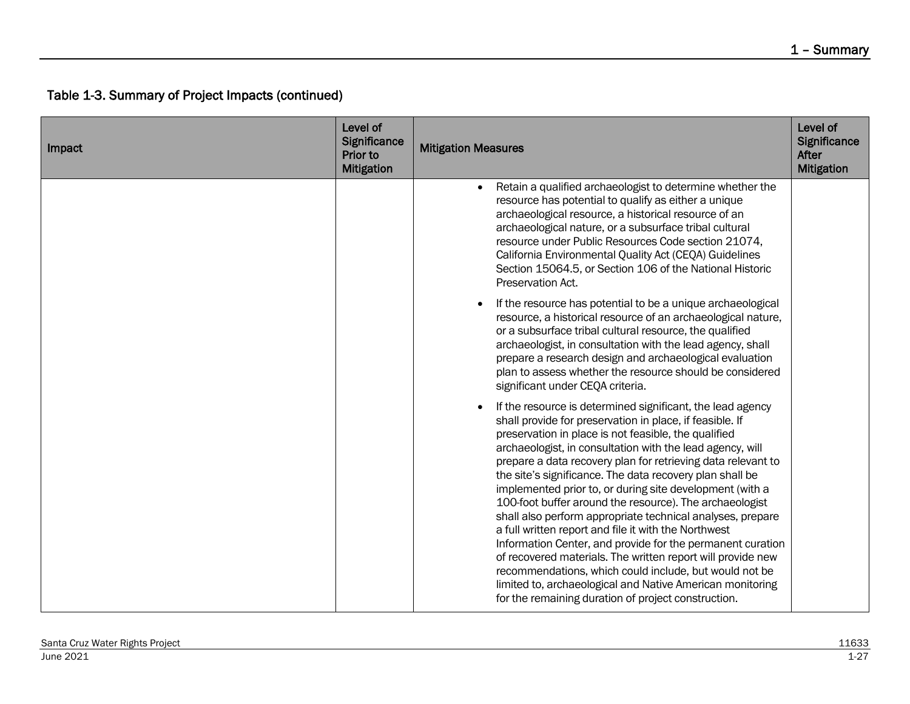## Table 1-3. Summary of Project Impacts (continued)

| Impact | Level of Significance Prior to Mitigation | Mitigation Measures | Level of Significance After Mitigation |
|---|---|---|---|
| | | • Retain a qualified archaeologist to determine whether the resource has potential to qualify as either a unique archaeological resource, a historical resource of an archaeological nature, or a subsurface tribal cultural resource under Public Resources Code section 21074, California Environmental Quality Act (CEQA) Guidelines Section 15064.5, or Section 106 of the National Historic Preservation Act.<br><br>• If the resource has potential to be a unique archaeological resource, a historical resource of an archaeological nature, or a subsurface tribal cultural resource, the qualified archaeologist, in consultation with the lead agency, shall prepare a research design and archaeological evaluation plan to assess whether the resource should be considered significant under CEQA criteria.<br><br>• If the resource is determined significant, the lead agency shall provide for preservation in place, if feasible. If preservation in place is not feasible, the qualified archaeologist, in consultation with the lead agency, will prepare a data recovery plan for retrieving data relevant to the site's significance. The data recovery plan shall be implemented prior to, or during site development (with a 100-foot buffer around the resource). The archaeologist shall also perform appropriate technical analyses, prepare a full written report and file it with the Northwest Information Center, and provide for the permanent curation of recovered materials. The written report will provide new recommendations, which could include, but would not be limited to, archaeological and Native American monitoring for the remaining duration of project construction. | |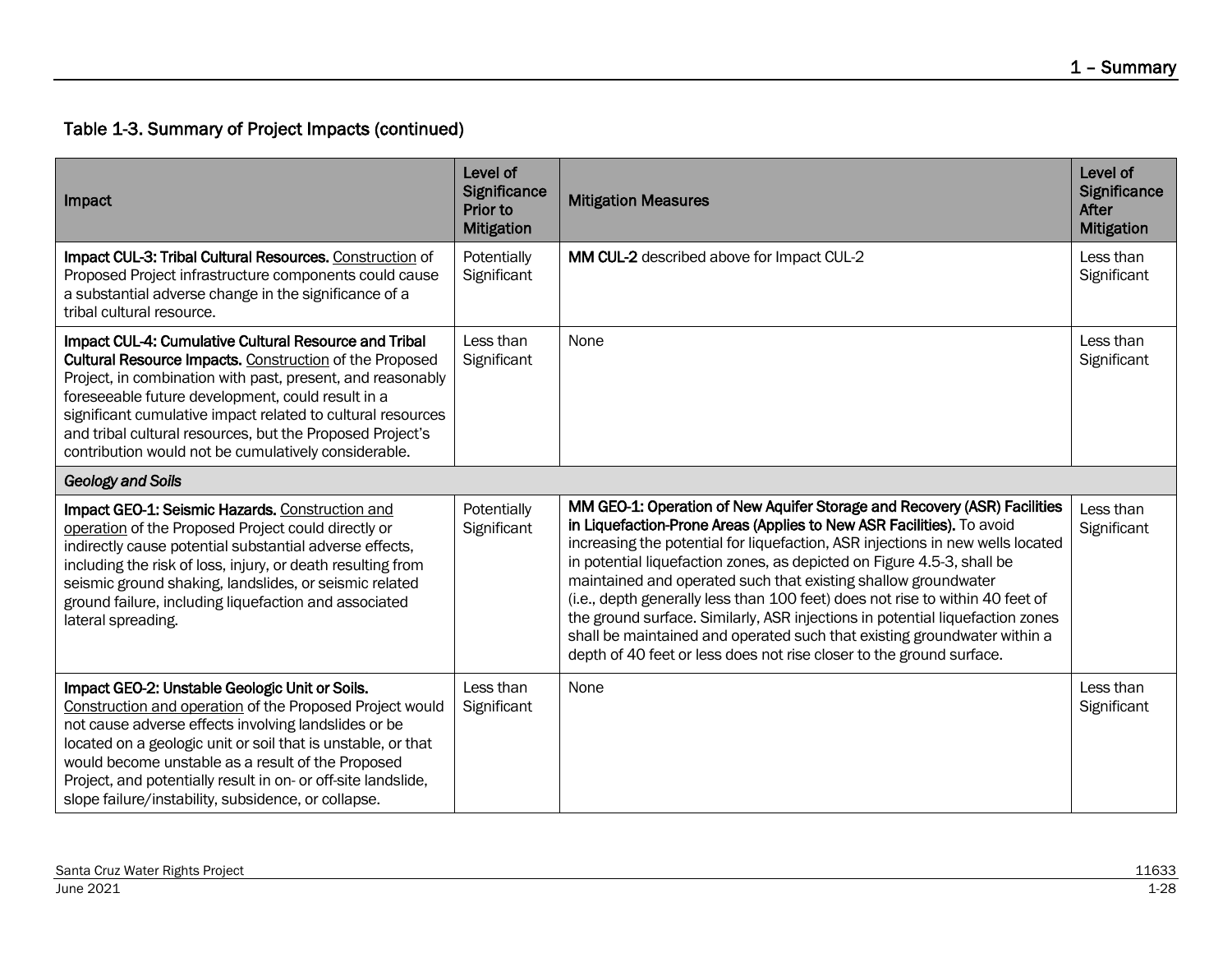### Table 1-3. Summary of Project Impacts (continued)

| Impact | Level of Significance Prior to Mitigation | Mitigation Measures | Level of Significance After Mitigation |
|---|---|---|---|
| **Impact CUL-3: Tribal Cultural Resources.** Construction of Proposed Project infrastructure components could cause a substantial adverse change in the significance of a tribal cultural resource. | Potentially Significant | **MM CUL-2** described above for Impact CUL-2 | Less than Significant |
| **Impact CUL-4: Cumulative Cultural Resource and Tribal Cultural Resource Impacts.** Construction of the Proposed Project, in combination with past, present, and reasonably foreseeable future development, could result in a significant cumulative impact related to cultural resources and tribal cultural resources, but the Proposed Project's contribution would not be cumulatively considerable. | Less than Significant | None | Less than Significant |
| ***Geology and Soils*** | | | |
| **Impact GEO-1: Seismic Hazards.** Construction and operation of the Proposed Project could directly or indirectly cause potential substantial adverse effects, including the risk of loss, injury, or death resulting from seismic ground shaking, landslides, or seismic related ground failure, including liquefaction and associated lateral spreading. | Potentially Significant | **MM GEO-1: Operation of New Aquifer Storage and Recovery (ASR) Facilities in Liquefaction-Prone Areas (Applies to New ASR Facilities).** To avoid increasing the potential for liquefaction, ASR injections in new wells located in potential liquefaction zones, as depicted on Figure 4.5-3, shall be maintained and operated such that existing shallow groundwater (i.e., depth generally less than 100 feet) does not rise to within 40 feet of the ground surface. Similarly, ASR injections in potential liquefaction zones shall be maintained and operated such that existing groundwater within a depth of 40 feet or less does not rise closer to the ground surface. | Less than Significant |
| **Impact GEO-2: Unstable Geologic Unit or Soils.** Construction and operation of the Proposed Project would not cause adverse effects involving landslides or be located on a geologic unit or soil that is unstable, or that would become unstable as a result of the Proposed Project, and potentially result in on- or off-site landslide, slope failure/instability, subsidence, or collapse. | Less than Significant | None | Less than Significant |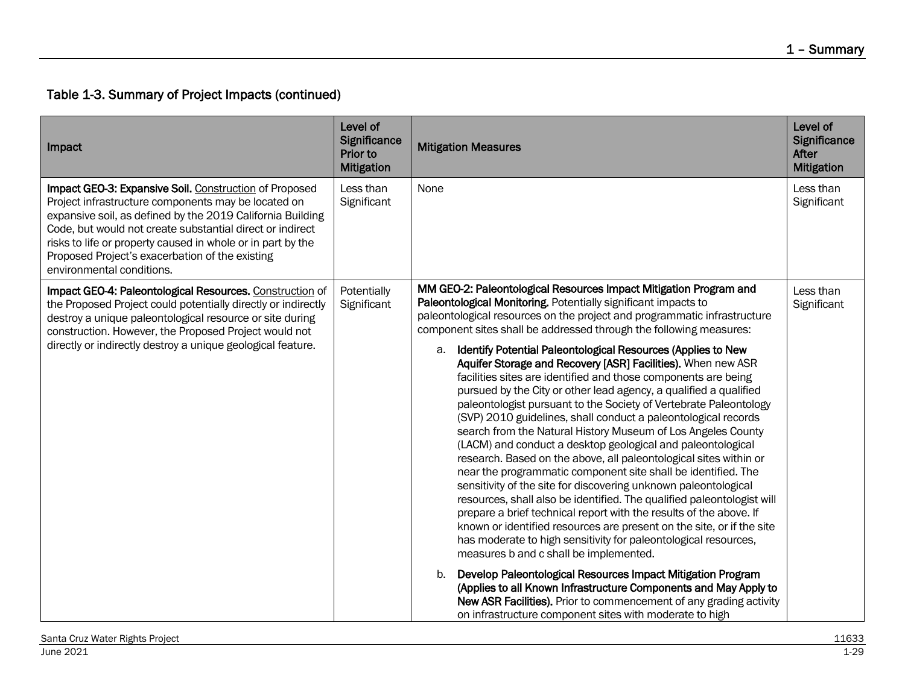## Table 1-3. Summary of Project Impacts (continued)

| Impact | Level of Significance Prior to Mitigation | Mitigation Measures | Level of Significance After Mitigation |
|---|---|---|---|
| **Impact GEO-3: Expansive Soil.** Construction of Proposed Project infrastructure components may be located on expansive soil, as defined by the 2019 California Building Code, but would not create substantial direct or indirect risks to life or property caused in whole or in part by the Proposed Project's exacerbation of the existing environmental conditions. | Less than Significant | None | Less than Significant |
| **Impact GEO-4: Paleontological Resources.** Construction of the Proposed Project could potentially directly or indirectly destroy a unique paleontological resource or site during construction. However, the Proposed Project would not directly or indirectly destroy a unique geological feature. | Potentially Significant | **MM GEO-2: Paleontological Resources Impact Mitigation Program and Paleontological Monitoring.** Potentially significant impacts to paleontological resources on the project and programmatic infrastructure component sites shall be addressed through the following measures:<br><br>a. **Identify Potential Paleontological Resources (Applies to New Aquifer Storage and Recovery [ASR] Facilities).** When new ASR facilities sites are identified and those components are being pursued by the City or other lead agency, a qualified a qualified paleontologist pursuant to the Society of Vertebrate Paleontology (SVP) 2010 guidelines, shall conduct a paleontological records search from the Natural History Museum of Los Angeles County (LACM) and conduct a desktop geological and paleontological research. Based on the above, all paleontological sites within or near the programmatic component site shall be identified. The sensitivity of the site for discovering unknown paleontological resources, shall also be identified. The qualified paleontologist will prepare a brief technical report with the results of the above. If known or identified resources are present on the site, or if the site has moderate to high sensitivity for paleontological resources, measures b and c shall be implemented.<br><br>b. **Develop Paleontological Resources Impact Mitigation Program (Applies to all Known Infrastructure Components and May Apply to New ASR Facilities).** Prior to commencement of any grading activity on infrastructure component sites with moderate to high | Less than Significant |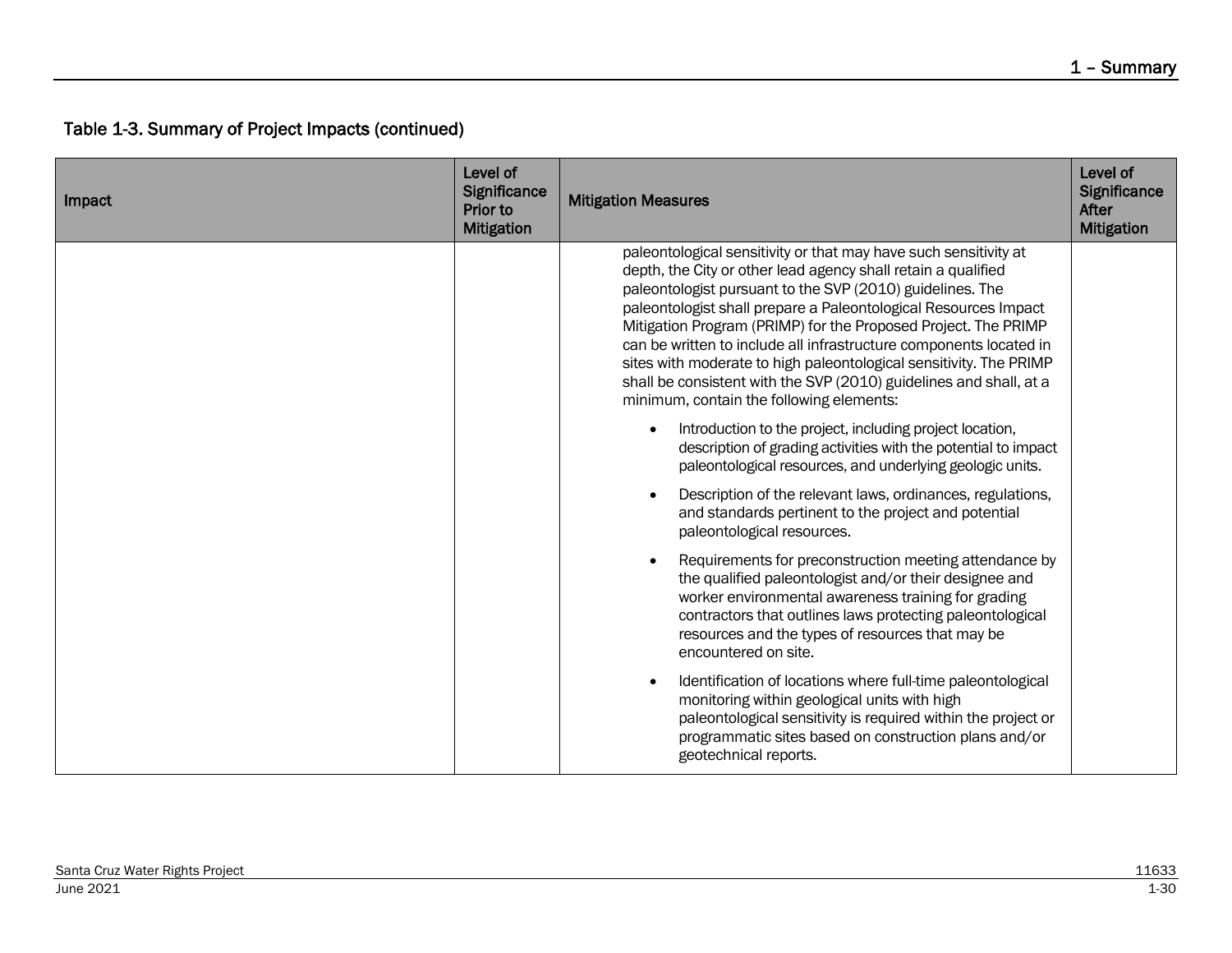Table 1-3. Summary of Project Impacts (continued)

| Impact | Level of Significance Prior to Mitigation | Mitigation Measures | Level of Significance After Mitigation |
|---|---|---|---|
| | | paleontological sensitivity or that may have such sensitivity at depth, the City or other lead agency shall retain a qualified paleontologist pursuant to the SVP (2010) guidelines. The paleontologist shall prepare a Paleontological Resources Impact Mitigation Program (PRIMP) for the Proposed Project. The PRIMP can be written to include all infrastructure components located in sites with moderate to high paleontological sensitivity. The PRIMP shall be consistent with the SVP (2010) guidelines and shall, at a minimum, contain the following elements:<br><br>• Introduction to the project, including project location, description of grading activities with the potential to impact paleontological resources, and underlying geologic units.<br><br>• Description of the relevant laws, ordinances, regulations, and standards pertinent to the project and potential paleontological resources.<br><br>• Requirements for preconstruction meeting attendance by the qualified paleontologist and/or their designee and worker environmental awareness training for grading contractors that outlines laws protecting paleontological resources and the types of resources that may be encountered on site.<br><br>• Identification of locations where full-time paleontological monitoring within geological units with high paleontological sensitivity is required within the project or programmatic sites based on construction plans and/or geotechnical reports. | |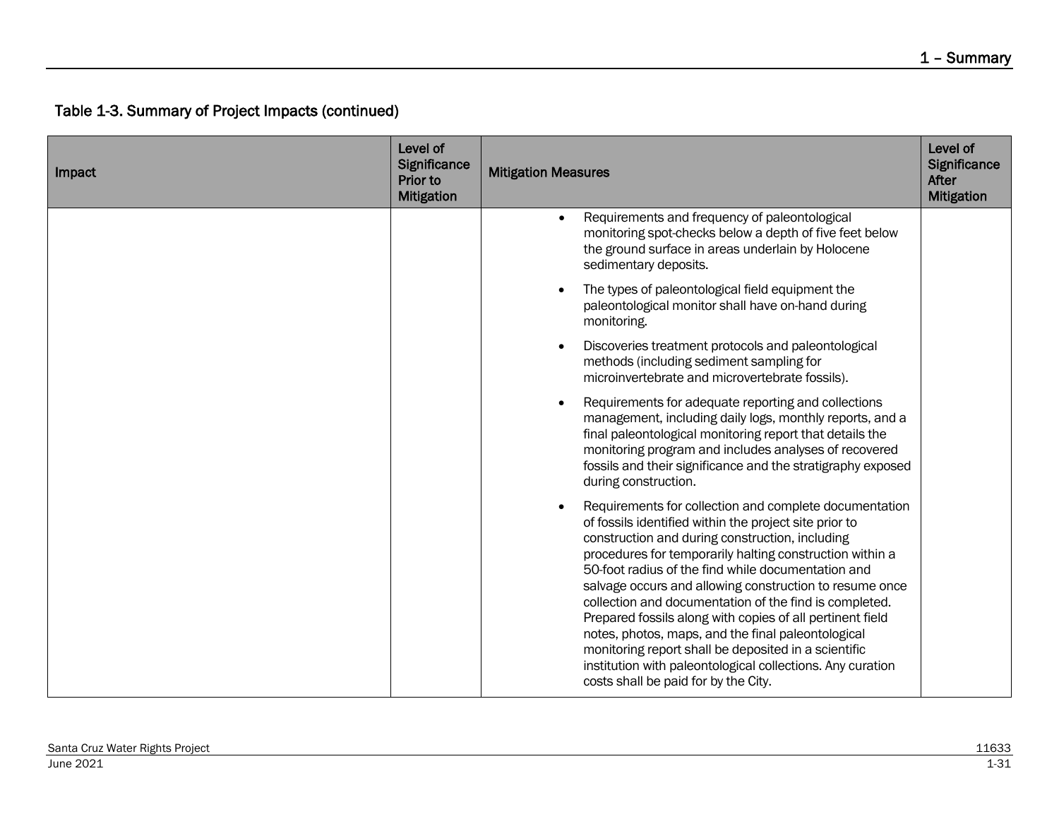## Table 1-3. Summary of Project Impacts (continued)

| Impact | Level of Significance Prior to Mitigation | Mitigation Measures | Level of Significance After Mitigation |
|---|---|---|---|
| | | • Requirements and frequency of paleontological monitoring spot-checks below a depth of five feet below the ground surface in areas underlain by Holocene sedimentary deposits.<br>• The types of paleontological field equipment the paleontological monitor shall have on-hand during monitoring.<br>• Discoveries treatment protocols and paleontological methods (including sediment sampling for microinvertebrate and microvertebrate fossils).<br>• Requirements for adequate reporting and collections management, including daily logs, monthly reports, and a final paleontological monitoring report that details the monitoring program and includes analyses of recovered fossils and their significance and the stratigraphy exposed during construction.<br>• Requirements for collection and complete documentation of fossils identified within the project site prior to construction and during construction, including procedures for temporarily halting construction within a 50-foot radius of the find while documentation and salvage occurs and allowing construction to resume once collection and documentation of the find is completed. Prepared fossils along with copies of all pertinent field notes, photos, maps, and the final paleontological monitoring report shall be deposited in a scientific institution with paleontological collections. Any curation costs shall be paid for by the City. | |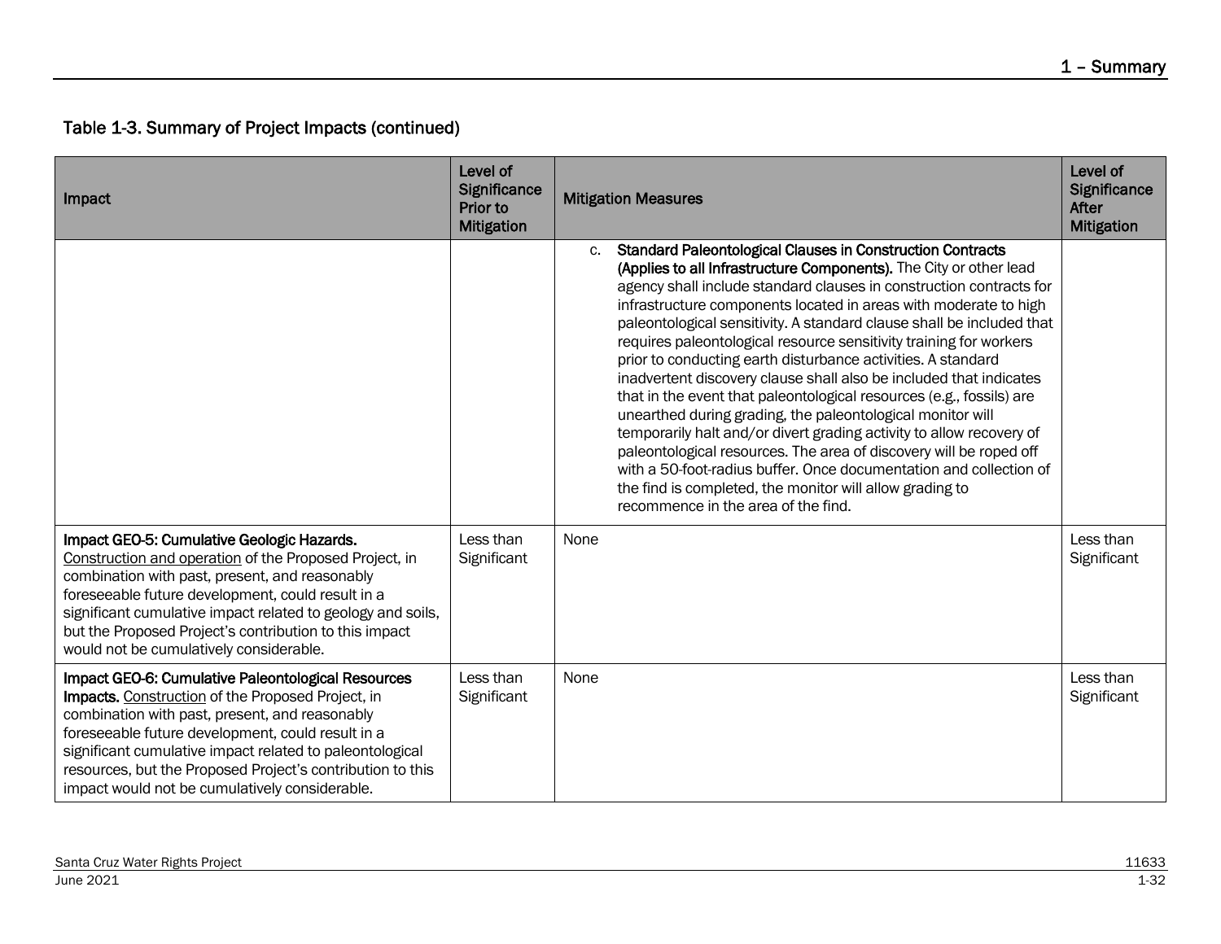Table 1-3. Summary of Project Impacts (continued)

| Impact | Level of Significance Prior to Mitigation | Mitigation Measures | Level of Significance After Mitigation |
|---|---|---|---|
| | | c. **Standard Paleontological Clauses in Construction Contracts (Applies to all Infrastructure Components).** The City or other lead agency shall include standard clauses in construction contracts for infrastructure components located in areas with moderate to high paleontological sensitivity. A standard clause shall be included that requires paleontological resource sensitivity training for workers prior to conducting earth disturbance activities. A standard inadvertent discovery clause shall also be included that indicates that in the event that paleontological resources (e.g., fossils) are unearthed during grading, the paleontological monitor will temporarily halt and/or divert grading activity to allow recovery of paleontological resources. The area of discovery will be roped off with a 50-foot-radius buffer. Once documentation and collection of the find is completed, the monitor will allow grading to recommence in the area of the find. | |
| **Impact GEO-5: Cumulative Geologic Hazards.** <u>Construction and operation</u> of the Proposed Project, in combination with past, present, and reasonably foreseeable future development, could result in a significant cumulative impact related to geology and soils, but the Proposed Project's contribution to this impact would not be cumulatively considerable. | Less than Significant | None | Less than Significant |
| **Impact GEO-6: Cumulative Paleontological Resources Impacts.** <u>Construction</u> of the Proposed Project, in combination with past, present, and reasonably foreseeable future development, could result in a significant cumulative impact related to paleontological resources, but the Proposed Project's contribution to this impact would not be cumulatively considerable. | Less than Significant | None | Less than Significant |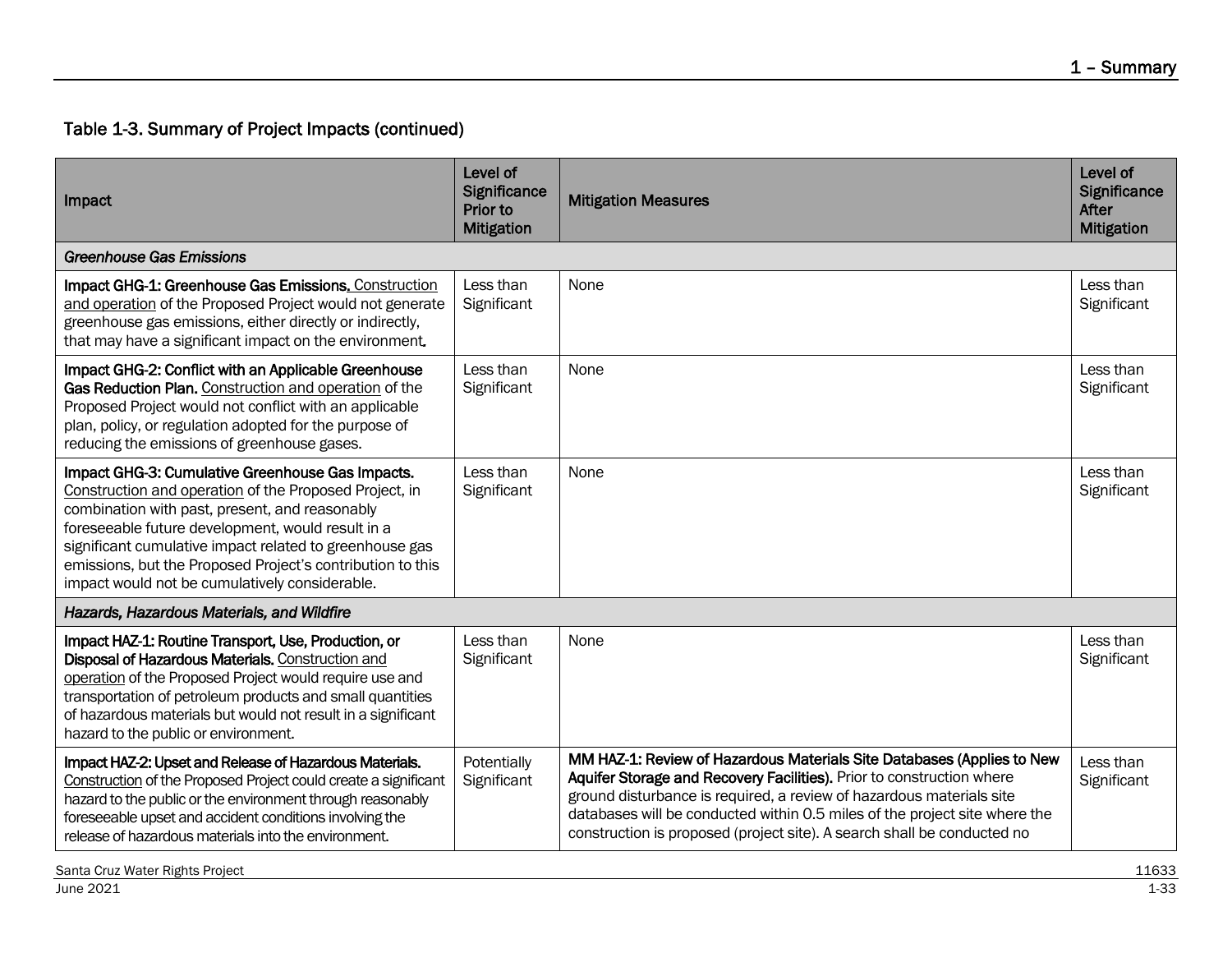Table 1-3. Summary of Project Impacts (continued)

| Impact | Level of Significance Prior to Mitigation | Mitigation Measures | Level of Significance After Mitigation |
|---|---|---|---|
| *Greenhouse Gas Emissions* | | | |
| **Impact GHG-1: Greenhouse Gas Emissions.** Construction and operation of the Proposed Project would not generate greenhouse gas emissions, either directly or indirectly, that may have a significant impact on the environment. | Less than Significant | None | Less than Significant |
| **Impact GHG-2: Conflict with an Applicable Greenhouse Gas Reduction Plan.** Construction and operation of the Proposed Project would not conflict with an applicable plan, policy, or regulation adopted for the purpose of reducing the emissions of greenhouse gases. | Less than Significant | None | Less than Significant |
| **Impact GHG-3: Cumulative Greenhouse Gas Impacts.** Construction and operation of the Proposed Project, in combination with past, present, and reasonably foreseeable future development, would result in a significant cumulative impact related to greenhouse gas emissions, but the Proposed Project's contribution to this impact would not be cumulatively considerable. | Less than Significant | None | Less than Significant |
| *Hazards, Hazardous Materials, and Wildfire* | | | |
| **Impact HAZ-1: Routine Transport, Use, Production, or Disposal of Hazardous Materials.** Construction and operation of the Proposed Project would require use and transportation of petroleum products and small quantities of hazardous materials but would not result in a significant hazard to the public or environment. | Less than Significant | None | Less than Significant |
| **Impact HAZ-2: Upset and Release of Hazardous Materials.** Construction of the Proposed Project could create a significant hazard to the public or the environment through reasonably foreseeable upset and accident conditions involving the release of hazardous materials into the environment. | Potentially Significant | **MM HAZ-1: Review of Hazardous Materials Site Databases (Applies to New Aquifer Storage and Recovery Facilities).** Prior to construction where ground disturbance is required, a review of hazardous materials site databases will be conducted within 0.5 miles of the project site where the construction is proposed (project site). A search shall be conducted no | Less than Significant |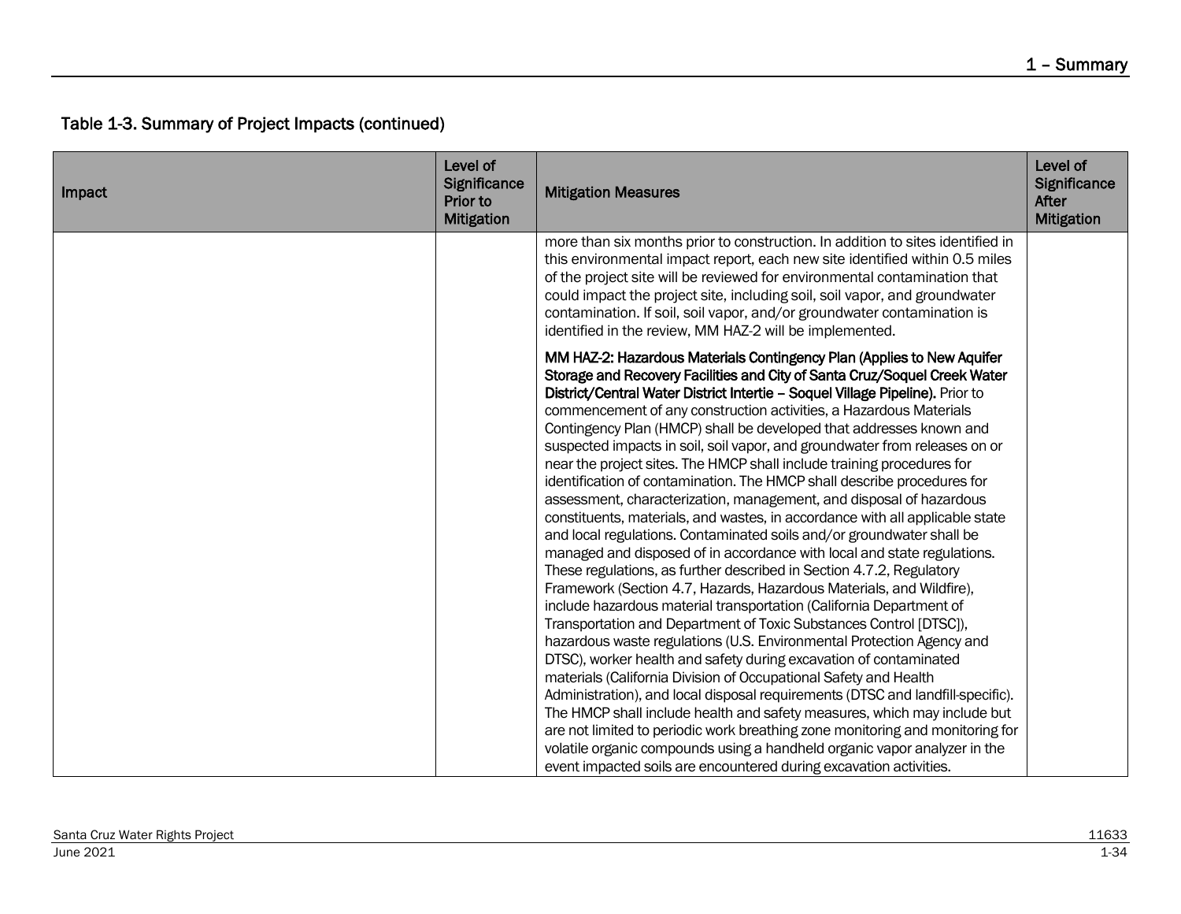Table 1-3. Summary of Project Impacts (continued)

| Impact | Level of Significance Prior to Mitigation | Mitigation Measures | Level of Significance After Mitigation |
|---|---|---|---|
| | | more than six months prior to construction. In addition to sites identified in this environmental impact report, each new site identified within 0.5 miles of the project site will be reviewed for environmental contamination that could impact the project site, including soil, soil vapor, and groundwater contamination. If soil, soil vapor, and/or groundwater contamination is identified in the review, MM HAZ-2 will be implemented.<br><br>**MM HAZ-2: Hazardous Materials Contingency Plan (Applies to New Aquifer Storage and Recovery Facilities and City of Santa Cruz/Soquel Creek Water District/Central Water District Intertie – Soquel Village Pipeline).** Prior to commencement of any construction activities, a Hazardous Materials Contingency Plan (HMCP) shall be developed that addresses known and suspected impacts in soil, soil vapor, and groundwater from releases on or near the project sites. The HMCP shall include training procedures for identification of contamination. The HMCP shall describe procedures for assessment, characterization, management, and disposal of hazardous constituents, materials, and wastes, in accordance with all applicable state and local regulations. Contaminated soils and/or groundwater shall be managed and disposed of in accordance with local and state regulations. These regulations, as further described in Section 4.7.2, Regulatory Framework (Section 4.7, Hazards, Hazardous Materials, and Wildfire), include hazardous material transportation (California Department of Transportation and Department of Toxic Substances Control [DTSC]), hazardous waste regulations (U.S. Environmental Protection Agency and DTSC), worker health and safety during excavation of contaminated materials (California Division of Occupational Safety and Health Administration), and local disposal requirements (DTSC and landfill-specific). The HMCP shall include health and safety measures, which may include but are not limited to periodic work breathing zone monitoring and monitoring for volatile organic compounds using a handheld organic vapor analyzer in the event impacted soils are encountered during excavation activities. | |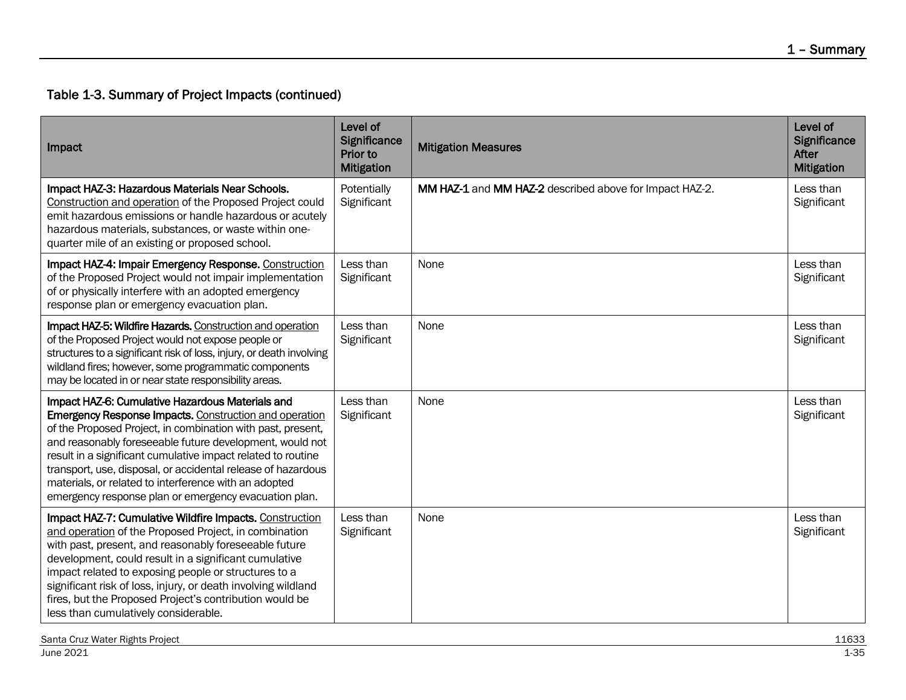### Table 1-3. Summary of Project Impacts (continued)

| Impact | Level of Significance Prior to Mitigation | Mitigation Measures | Level of Significance After Mitigation |
|---|---|---|---|
| **Impact HAZ-3: Hazardous Materials Near Schools.** Construction and operation of the Proposed Project could emit hazardous emissions or handle hazardous or acutely hazardous materials, substances, or waste within one-quarter mile of an existing or proposed school. | Potentially Significant | **MM HAZ-1** and **MM HAZ-2** described above for Impact HAZ-2. | Less than Significant |
| **Impact HAZ-4: Impair Emergency Response.** Construction of the Proposed Project would not impair implementation of or physically interfere with an adopted emergency response plan or emergency evacuation plan. | Less than Significant | None | Less than Significant |
| **Impact HAZ-5: Wildfire Hazards.** Construction and operation of the Proposed Project would not expose people or structures to a significant risk of loss, injury, or death involving wildland fires; however, some programmatic components may be located in or near state responsibility areas. | Less than Significant | None | Less than Significant |
| **Impact HAZ-6: Cumulative Hazardous Materials and Emergency Response Impacts.** Construction and operation of the Proposed Project, in combination with past, present, and reasonably foreseeable future development, would not result in a significant cumulative impact related to routine transport, use, disposal, or accidental release of hazardous materials, or related to interference with an adopted emergency response plan or emergency evacuation plan. | Less than Significant | None | Less than Significant |
| **Impact HAZ-7: Cumulative Wildfire Impacts.** Construction and operation of the Proposed Project, in combination with past, present, and reasonably foreseeable future development, could result in a significant cumulative impact related to exposing people or structures to a significant risk of loss, injury, or death involving wildland fires, but the Proposed Project's contribution would be less than cumulatively considerable. | Less than Significant | None | Less than Significant |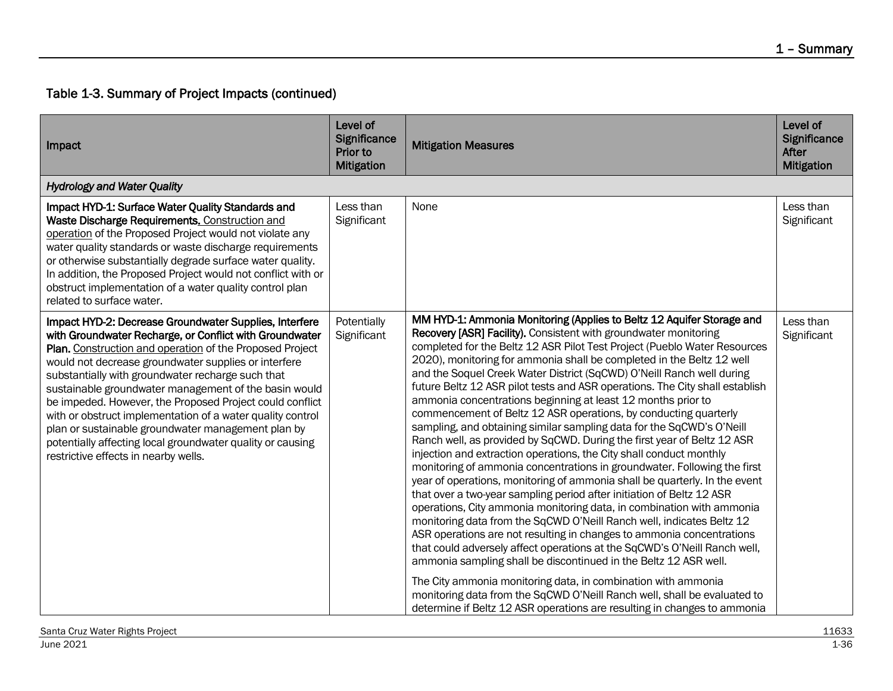## Table 1-3. Summary of Project Impacts (continued)

| Impact | Level of Significance Prior to Mitigation | Mitigation Measures | Level of Significance After Mitigation |
|---|---|---|---|
| *Hydrology and Water Quality* | | | |
| **Impact HYD-1: Surface Water Quality Standards and Waste Discharge Requirements.** Construction and operation of the Proposed Project would not violate any water quality standards or waste discharge requirements or otherwise substantially degrade surface water quality. In addition, the Proposed Project would not conflict with or obstruct implementation of a water quality control plan related to surface water. | Less than Significant | None | Less than Significant |
| **Impact HYD-2: Decrease Groundwater Supplies, Interfere with Groundwater Recharge, or Conflict with Groundwater Plan.** Construction and operation of the Proposed Project would not decrease groundwater supplies or interfere substantially with groundwater recharge such that sustainable groundwater management of the basin would be impeded. However, the Proposed Project could conflict with or obstruct implementation of a water quality control plan or sustainable groundwater management plan by potentially affecting local groundwater quality or causing restrictive effects in nearby wells. | Potentially Significant | **MM HYD-1: Ammonia Monitoring (Applies to Beltz 12 Aquifer Storage and Recovery [ASR] Facility).** Consistent with groundwater monitoring completed for the Beltz 12 ASR Pilot Test Project (Pueblo Water Resources 2020), monitoring for ammonia shall be completed in the Beltz 12 well and the Soquel Creek Water District (SqCWD) O'Neill Ranch well during future Beltz 12 ASR pilot tests and ASR operations. The City shall establish ammonia concentrations beginning at least 12 months prior to commencement of Beltz 12 ASR operations, by conducting quarterly sampling, and obtaining similar sampling data for the SqCWD's O'Neill Ranch well, as provided by SqCWD. During the first year of Beltz 12 ASR injection and extraction operations, the City shall conduct monthly monitoring of ammonia concentrations in groundwater. Following the first year of operations, monitoring of ammonia shall be quarterly. In the event that over a two-year sampling period after initiation of Beltz 12 ASR operations, City ammonia monitoring data, in combination with ammonia monitoring data from the SqCWD O'Neill Ranch well, indicates Beltz 12 ASR operations are not resulting in changes to ammonia concentrations that could adversely affect operations at the SqCWD's O'Neill Ranch well, ammonia sampling shall be discontinued in the Beltz 12 ASR well.<br><br>The City ammonia monitoring data, in combination with ammonia monitoring data from the SqCWD O'Neill Ranch well, shall be evaluated to determine if Beltz 12 ASR operations are resulting in changes to ammonia | Less than Significant |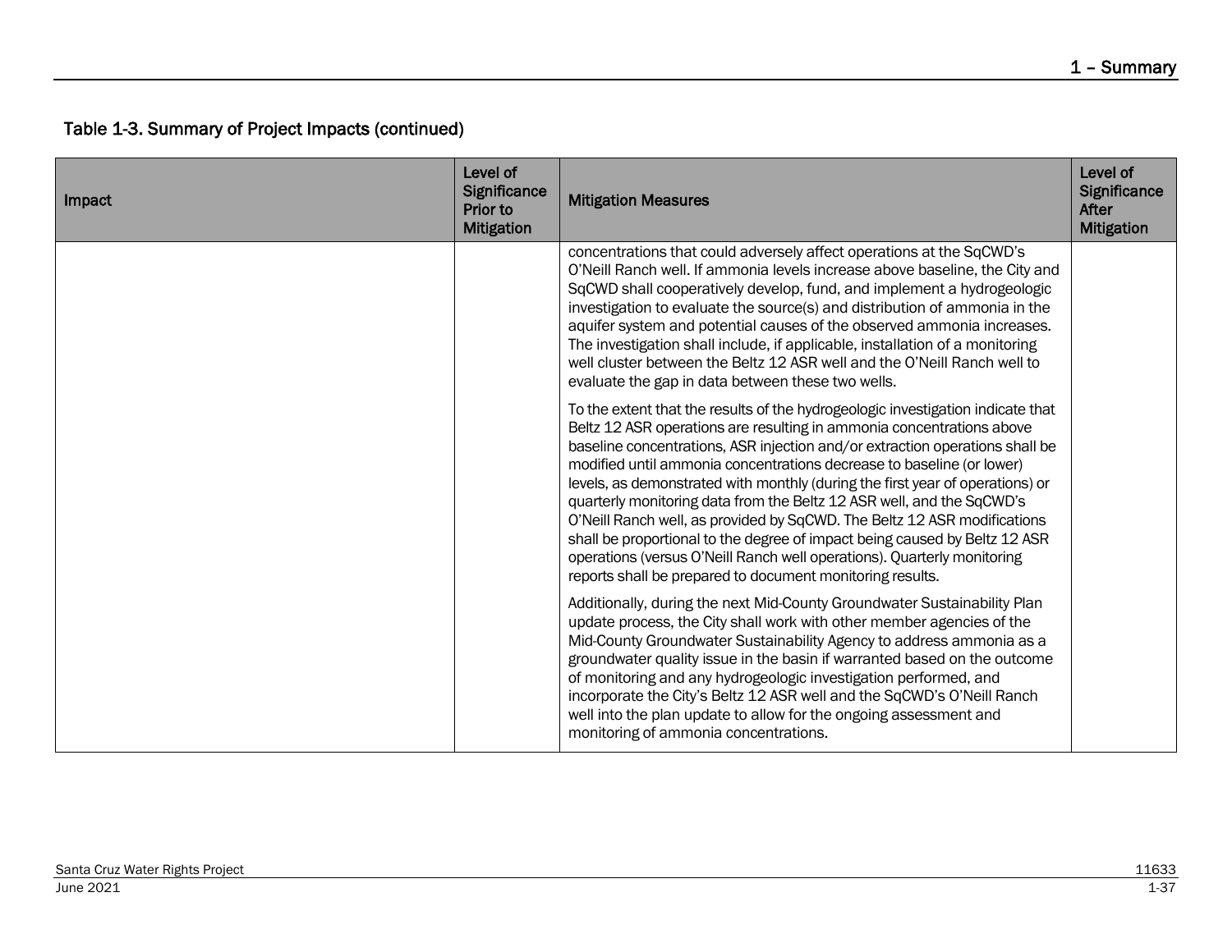Table 1-3. Summary of Project Impacts (continued)

| Impact | Level of Significance Prior to Mitigation | Mitigation Measures | Level of Significance After Mitigation |
|---|---|---|---|
| | | concentrations that could adversely affect operations at the SqCWD's O'Neill Ranch well. If ammonia levels increase above baseline, the City and SqCWD shall cooperatively develop, fund, and implement a hydrogeologic investigation to evaluate the source(s) and distribution of ammonia in the aquifer system and potential causes of the observed ammonia increases. The investigation shall include, if applicable, installation of a monitoring well cluster between the Beltz 12 ASR well and the O'Neill Ranch well to evaluate the gap in data between these two wells.<br><br>To the extent that the results of the hydrogeologic investigation indicate that Beltz 12 ASR operations are resulting in ammonia concentrations above baseline concentrations, ASR injection and/or extraction operations shall be modified until ammonia concentrations decrease to baseline (or lower) levels, as demonstrated with monthly (during the first year of operations) or quarterly monitoring data from the Beltz 12 ASR well, and the SqCWD's O'Neill Ranch well, as provided by SqCWD. The Beltz 12 ASR modifications shall be proportional to the degree of impact being caused by Beltz 12 ASR operations (versus O'Neill Ranch well operations). Quarterly monitoring reports shall be prepared to document monitoring results.<br><br>Additionally, during the next Mid-County Groundwater Sustainability Plan update process, the City shall work with other member agencies of the Mid-County Groundwater Sustainability Agency to address ammonia as a groundwater quality issue in the basin if warranted based on the outcome of monitoring and any hydrogeologic investigation performed, and incorporate the City's Beltz 12 ASR well and the SqCWD's O'Neill Ranch well into the plan update to allow for the ongoing assessment and monitoring of ammonia concentrations. | |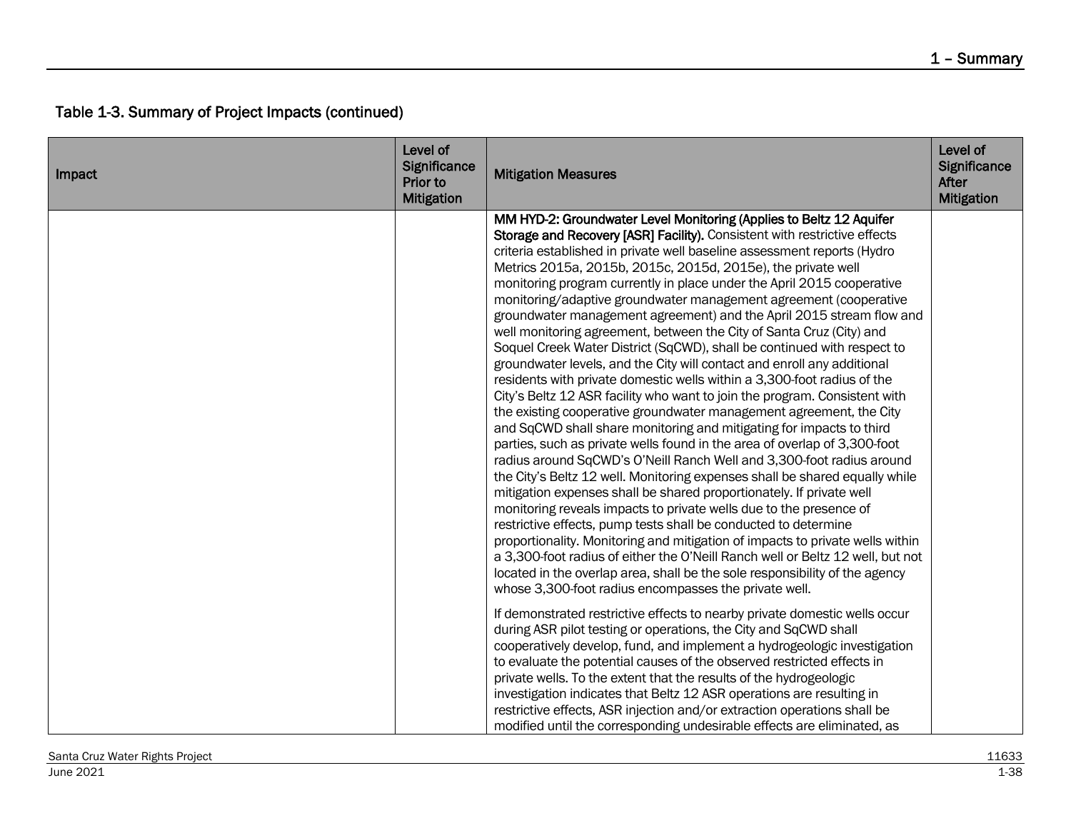Table 1-3. Summary of Project Impacts (continued)

| Impact | Level of Significance Prior to Mitigation | Mitigation Measures | Level of Significance After Mitigation |
|---|---|---|---|
| | | **MM HYD-2: Groundwater Level Monitoring (Applies to Beltz 12 Aquifer Storage and Recovery [ASR] Facility).** Consistent with restrictive effects criteria established in private well baseline assessment reports (Hydro Metrics 2015a, 2015b, 2015c, 2015d, 2015e), the private well monitoring program currently in place under the April 2015 cooperative monitoring/adaptive groundwater management agreement (cooperative groundwater management agreement) and the April 2015 stream flow and well monitoring agreement, between the City of Santa Cruz (City) and Soquel Creek Water District (SqCWD), shall be continued with respect to groundwater levels, and the City will contact and enroll any additional residents with private domestic wells within a 3,300-foot radius of the City's Beltz 12 ASR facility who want to join the program. Consistent with the existing cooperative groundwater management agreement, the City and SqCWD shall share monitoring and mitigating for impacts to third parties, such as private wells found in the area of overlap of 3,300-foot radius around SqCWD's O'Neill Ranch Well and 3,300-foot radius around the City's Beltz 12 well. Monitoring expenses shall be shared equally while mitigation expenses shall be shared proportionately. If private well monitoring reveals impacts to private wells due to the presence of restrictive effects, pump tests shall be conducted to determine proportionality. Monitoring and mitigation of impacts to private wells within a 3,300-foot radius of either the O'Neill Ranch well or Beltz 12 well, but not located in the overlap area, shall be the sole responsibility of the agency whose 3,300-foot radius encompasses the private well.<br><br>If demonstrated restrictive effects to nearby private domestic wells occur during ASR pilot testing or operations, the City and SqCWD shall cooperatively develop, fund, and implement a hydrogeologic investigation to evaluate the potential causes of the observed restricted effects in private wells. To the extent that the results of the hydrogeologic investigation indicates that Beltz 12 ASR operations are resulting in restrictive effects, ASR injection and/or extraction operations shall be modified until the corresponding undesirable effects are eliminated, as | |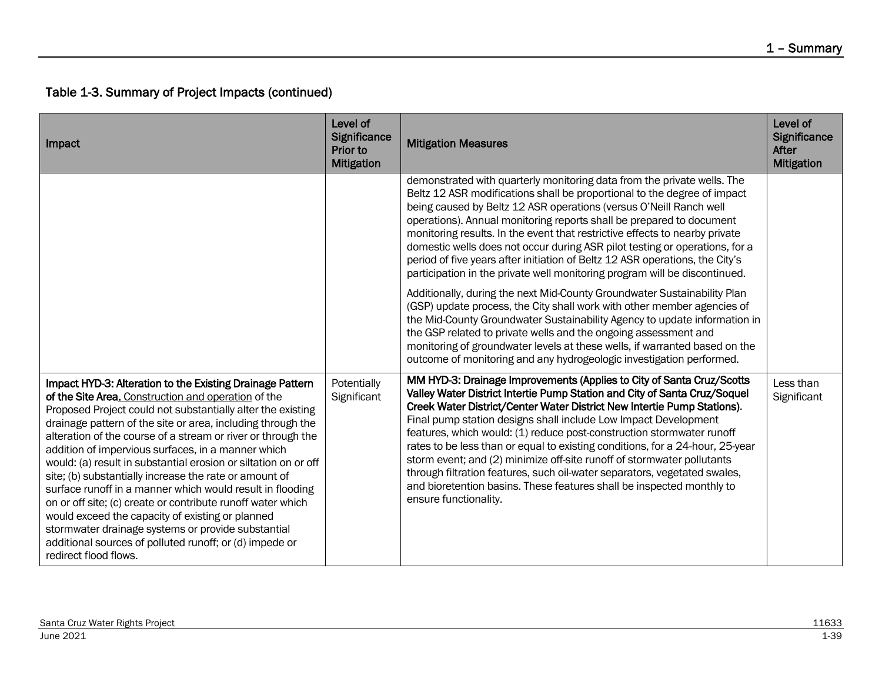## Table 1-3. Summary of Project Impacts (continued)

| Impact | Level of Significance Prior to Mitigation | Mitigation Measures | Level of Significance After Mitigation |
|---|---|---|---|
| | | demonstrated with quarterly monitoring data from the private wells. The Beltz 12 ASR modifications shall be proportional to the degree of impact being caused by Beltz 12 ASR operations (versus O'Neill Ranch well operations). Annual monitoring reports shall be prepared to document monitoring results. In the event that restrictive effects to nearby private domestic wells does not occur during ASR pilot testing or operations, for a period of five years after initiation of Beltz 12 ASR operations, the City's participation in the private well monitoring program will be discontinued.<br><br>Additionally, during the next Mid-County Groundwater Sustainability Plan (GSP) update process, the City shall work with other member agencies of the Mid-County Groundwater Sustainability Agency to update information in the GSP related to private wells and the ongoing assessment and monitoring of groundwater levels at these wells, if warranted based on the outcome of monitoring and any hydrogeologic investigation performed. | |
| **Impact HYD-3: Alteration to the Existing Drainage Pattern of the Site Area.** Construction and operation of the Proposed Project could not substantially alter the existing drainage pattern of the site or area, including through the alteration of the course of a stream or river or through the addition of impervious surfaces, in a manner which would: (a) result in substantial erosion or siltation on or off site; (b) substantially increase the rate or amount of surface runoff in a manner which would result in flooding on or off site; (c) create or contribute runoff water which would exceed the capacity of existing or planned stormwater drainage systems or provide substantial additional sources of polluted runoff; or (d) impede or redirect flood flows. | Potentially Significant | **MM HYD-3: Drainage Improvements (Applies to City of Santa Cruz/Scotts Valley Water District Intertie Pump Station and City of Santa Cruz/Soquel Creek Water District/Center Water District New Intertie Pump Stations).** Final pump station designs shall include Low Impact Development features, which would: (1) reduce post-construction stormwater runoff rates to be less than or equal to existing conditions, for a 24-hour, 25-year storm event; and (2) minimize off-site runoff of stormwater pollutants through filtration features, such oil-water separators, vegetated swales, and bioretention basins. These features shall be inspected monthly to ensure functionality. | Less than Significant |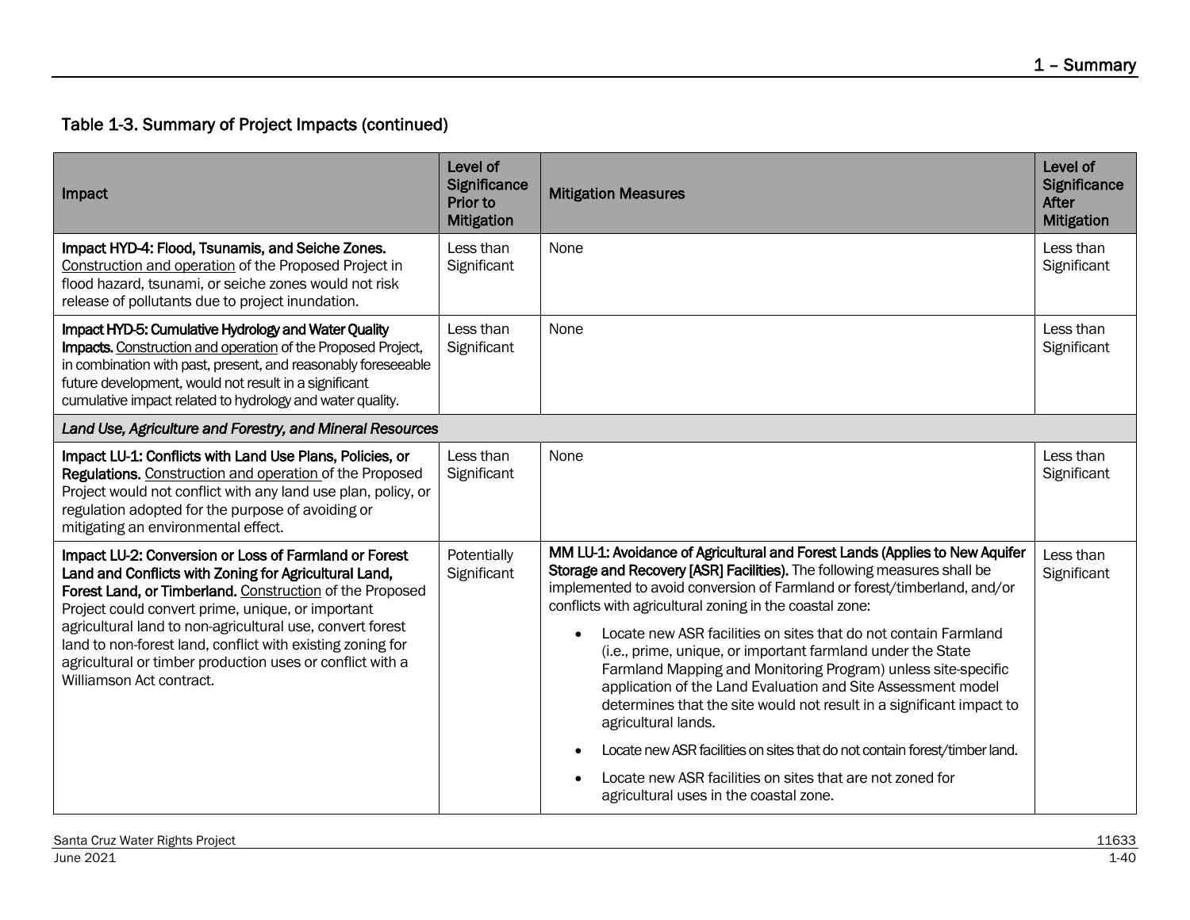## Table 1-3. Summary of Project Impacts (continued)

| Impact | Level of Significance Prior to Mitigation | Mitigation Measures | Level of Significance After Mitigation |
|---|---|---|---|
| **Impact HYD-4: Flood, Tsunamis, and Seiche Zones.** Construction and operation of the Proposed Project in flood hazard, tsunami, or seiche zones would not risk release of pollutants due to project inundation. | Less than Significant | None | Less than Significant |
| **Impact HYD-5: Cumulative Hydrology and Water Quality Impacts.** Construction and operation of the Proposed Project, in combination with past, present, and reasonably foreseeable future development, would not result in a significant cumulative impact related to hydrology and water quality. | Less than Significant | None | Less than Significant |
| ***Land Use, Agriculture and Forestry, and Mineral Resources*** | | | |
| **Impact LU-1: Conflicts with Land Use Plans, Policies, or Regulations.** Construction and operation of the Proposed Project would not conflict with any land use plan, policy, or regulation adopted for the purpose of avoiding or mitigating an environmental effect. | Less than Significant | None | Less than Significant |
| **Impact LU-2: Conversion or Loss of Farmland or Forest Land and Conflicts with Zoning for Agricultural Land, Forest Land, or Timberland.** Construction of the Proposed Project could convert prime, unique, or important agricultural land to non-agricultural use, convert forest land to non-forest land, conflict with existing zoning for agricultural or timber production uses or conflict with a Williamson Act contract. | Potentially Significant | **MM LU-1: Avoidance of Agricultural and Forest Lands (Applies to New Aquifer Storage and Recovery [ASR] Facilities).** The following measures shall be implemented to avoid conversion of Farmland or forest/timberland, and/or conflicts with agricultural zoning in the coastal zone:<br>• Locate new ASR facilities on sites that do not contain Farmland (i.e., prime, unique, or important farmland under the State Farmland Mapping and Monitoring Program) unless site-specific application of the Land Evaluation and Site Assessment model determines that the site would not result in a significant impact to agricultural lands.<br>• Locate new ASR facilities on sites that do not contain forest/timber land.<br>• Locate new ASR facilities on sites that are not zoned for agricultural uses in the coastal zone. | Less than Significant |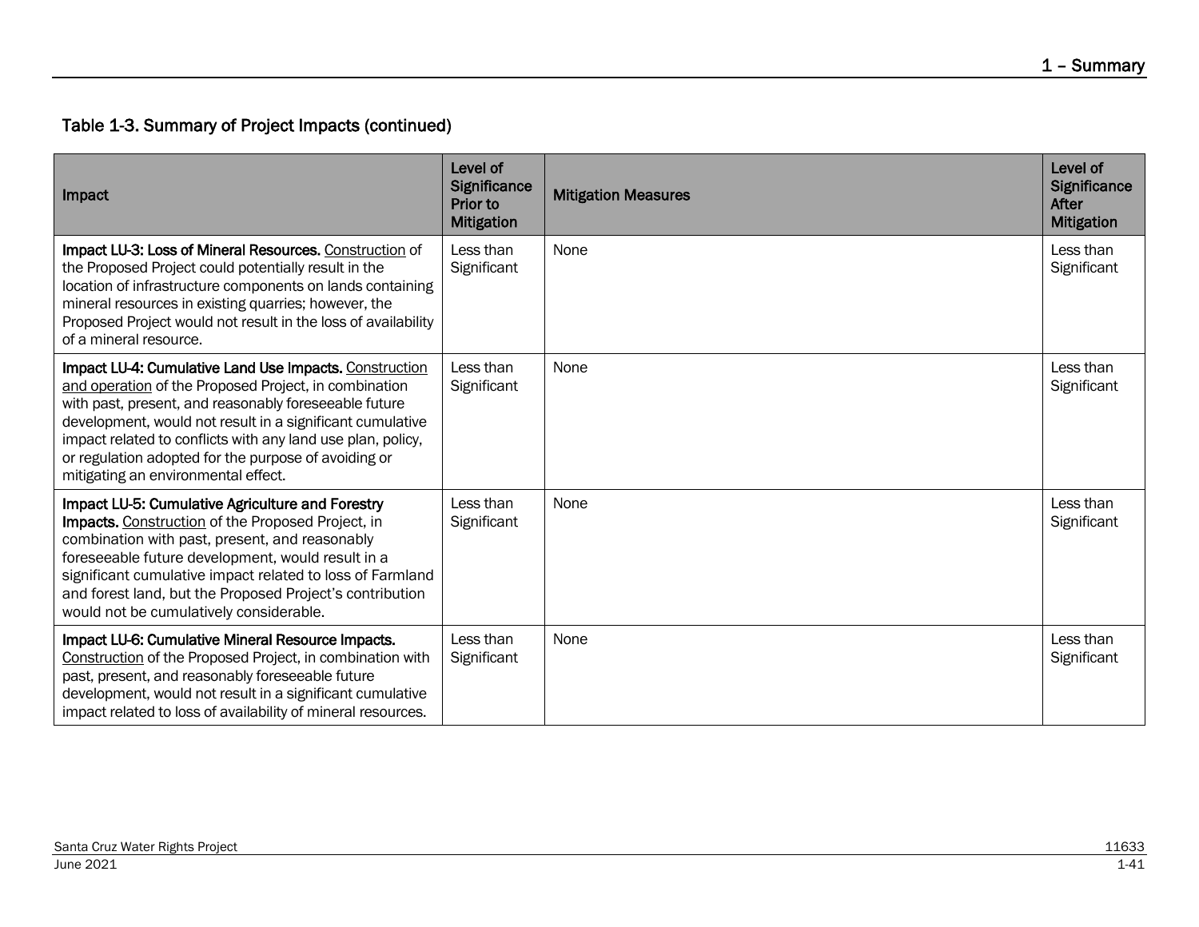## Table 1-3. Summary of Project Impacts (continued)

| Impact | Level of Significance Prior to Mitigation | Mitigation Measures | Level of Significance After Mitigation |
|---|---|---|---|
| **Impact LU-3: Loss of Mineral Resources.** Construction of the Proposed Project could potentially result in the location of infrastructure components on lands containing mineral resources in existing quarries; however, the Proposed Project would not result in the loss of availability of a mineral resource. | Less than Significant | None | Less than Significant |
| **Impact LU-4: Cumulative Land Use Impacts.** Construction and operation of the Proposed Project, in combination with past, present, and reasonably foreseeable future development, would not result in a significant cumulative impact related to conflicts with any land use plan, policy, or regulation adopted for the purpose of avoiding or mitigating an environmental effect. | Less than Significant | None | Less than Significant |
| **Impact LU-5: Cumulative Agriculture and Forestry Impacts.** Construction of the Proposed Project, in combination with past, present, and reasonably foreseeable future development, would result in a significant cumulative impact related to loss of Farmland and forest land, but the Proposed Project's contribution would not be cumulatively considerable. | Less than Significant | None | Less than Significant |
| **Impact LU-6: Cumulative Mineral Resource Impacts.** Construction of the Proposed Project, in combination with past, present, and reasonably foreseeable future development, would not result in a significant cumulative impact related to loss of availability of mineral resources. | Less than Significant | None | Less than Significant |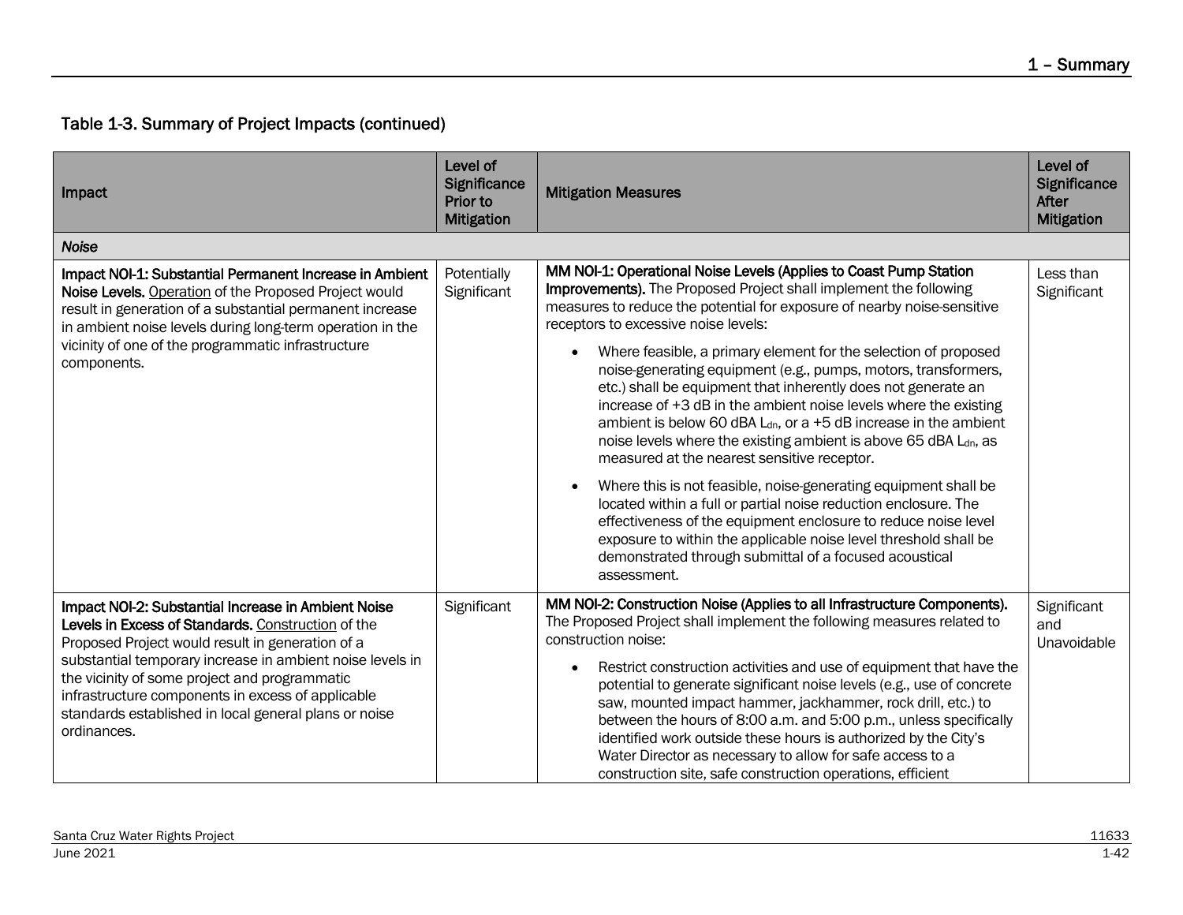## Table 1-3. Summary of Project Impacts (continued)

| Impact | Level of Significance Prior to Mitigation | Mitigation Measures | Level of Significance After Mitigation |
|---|---|---|---|
| ***Noise*** | | | |
| **Impact NOI-1: Substantial Permanent Increase in Ambient Noise Levels.** Operation of the Proposed Project would result in generation of a substantial permanent increase in ambient noise levels during long-term operation in the vicinity of one of the programmatic infrastructure components. | Potentially Significant | **MM NOI-1: Operational Noise Levels (Applies to Coast Pump Station Improvements).** The Proposed Project shall implement the following measures to reduce the potential for exposure of nearby noise-sensitive receptors to excessive noise levels:<br>• Where feasible, a primary element for the selection of proposed noise-generating equipment (e.g., pumps, motors, transformers, etc.) shall be equipment that inherently does not generate an increase of +3 dB in the ambient noise levels where the existing ambient is below 60 dBA $L_{dn}$, or a +5 dB increase in the ambient noise levels where the existing ambient is above 65 dBA $L_{dn}$, as measured at the nearest sensitive receptor.<br>• Where this is not feasible, noise-generating equipment shall be located within a full or partial noise reduction enclosure. The effectiveness of the equipment enclosure to reduce noise level exposure to within the applicable noise level threshold shall be demonstrated through submittal of a focused acoustical assessment. | Less than Significant |
| **Impact NOI-2: Substantial Increase in Ambient Noise Levels in Excess of Standards.** Construction of the Proposed Project would result in generation of a substantial temporary increase in ambient noise levels in the vicinity of some project and programmatic infrastructure components in excess of applicable standards established in local general plans or noise ordinances. | Significant | **MM NOI-2: Construction Noise (Applies to all Infrastructure Components).** The Proposed Project shall implement the following measures related to construction noise:<br>• Restrict construction activities and use of equipment that have the potential to generate significant noise levels (e.g., use of concrete saw, mounted impact hammer, jackhammer, rock drill, etc.) to between the hours of 8:00 a.m. and 5:00 p.m., unless specifically identified work outside these hours is authorized by the City's Water Director as necessary to allow for safe access to a construction site, safe construction operations, efficient | Significant and Unavoidable |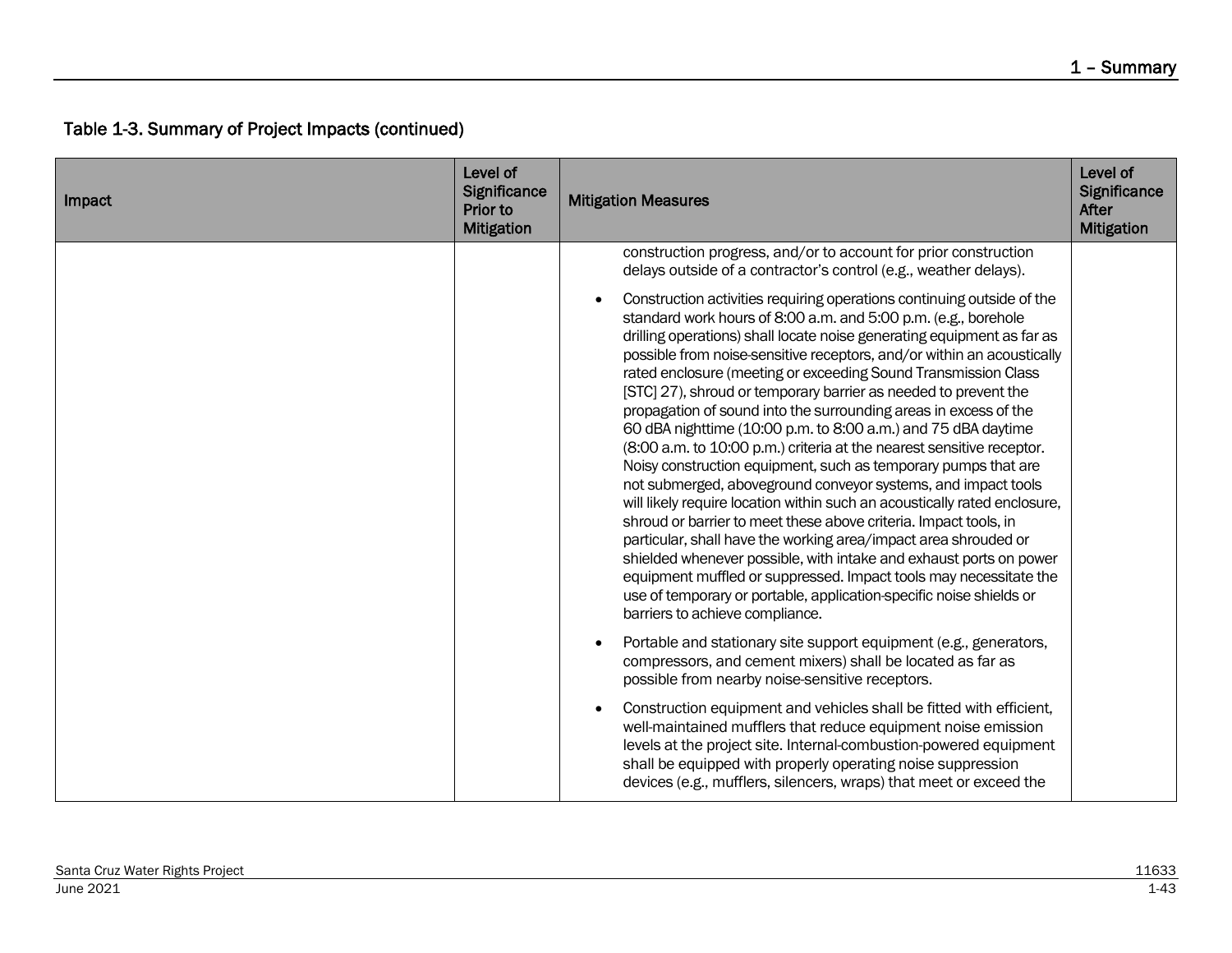Table 1-3. Summary of Project Impacts (continued)

| Impact | Level of Significance Prior to Mitigation | Mitigation Measures | Level of Significance After Mitigation |
|---|---|---|---|
| | | construction progress, and/or to account for prior construction delays outside of a contractor's control (e.g., weather delays).<br>• Construction activities requiring operations continuing outside of the standard work hours of 8:00 a.m. and 5:00 p.m. (e.g., borehole drilling operations) shall locate noise generating equipment as far as possible from noise-sensitive receptors, and/or within an acoustically rated enclosure (meeting or exceeding Sound Transmission Class [STC] 27), shroud or temporary barrier as needed to prevent the propagation of sound into the surrounding areas in excess of the 60 dBA nighttime (10:00 p.m. to 8:00 a.m.) and 75 dBA daytime (8:00 a.m. to 10:00 p.m.) criteria at the nearest sensitive receptor. Noisy construction equipment, such as temporary pumps that are not submerged, aboveground conveyor systems, and impact tools will likely require location within such an acoustically rated enclosure, shroud or barrier to meet these above criteria. Impact tools, in particular, shall have the working area/impact area shrouded or shielded whenever possible, with intake and exhaust ports on power equipment muffled or suppressed. Impact tools may necessitate the use of temporary or portable, application-specific noise shields or barriers to achieve compliance.<br>• Portable and stationary site support equipment (e.g., generators, compressors, and cement mixers) shall be located as far as possible from nearby noise-sensitive receptors.<br>• Construction equipment and vehicles shall be fitted with efficient, well-maintained mufflers that reduce equipment noise emission levels at the project site. Internal-combustion-powered equipment shall be equipped with properly operating noise suppression devices (e.g., mufflers, silencers, wraps) that meet or exceed the | |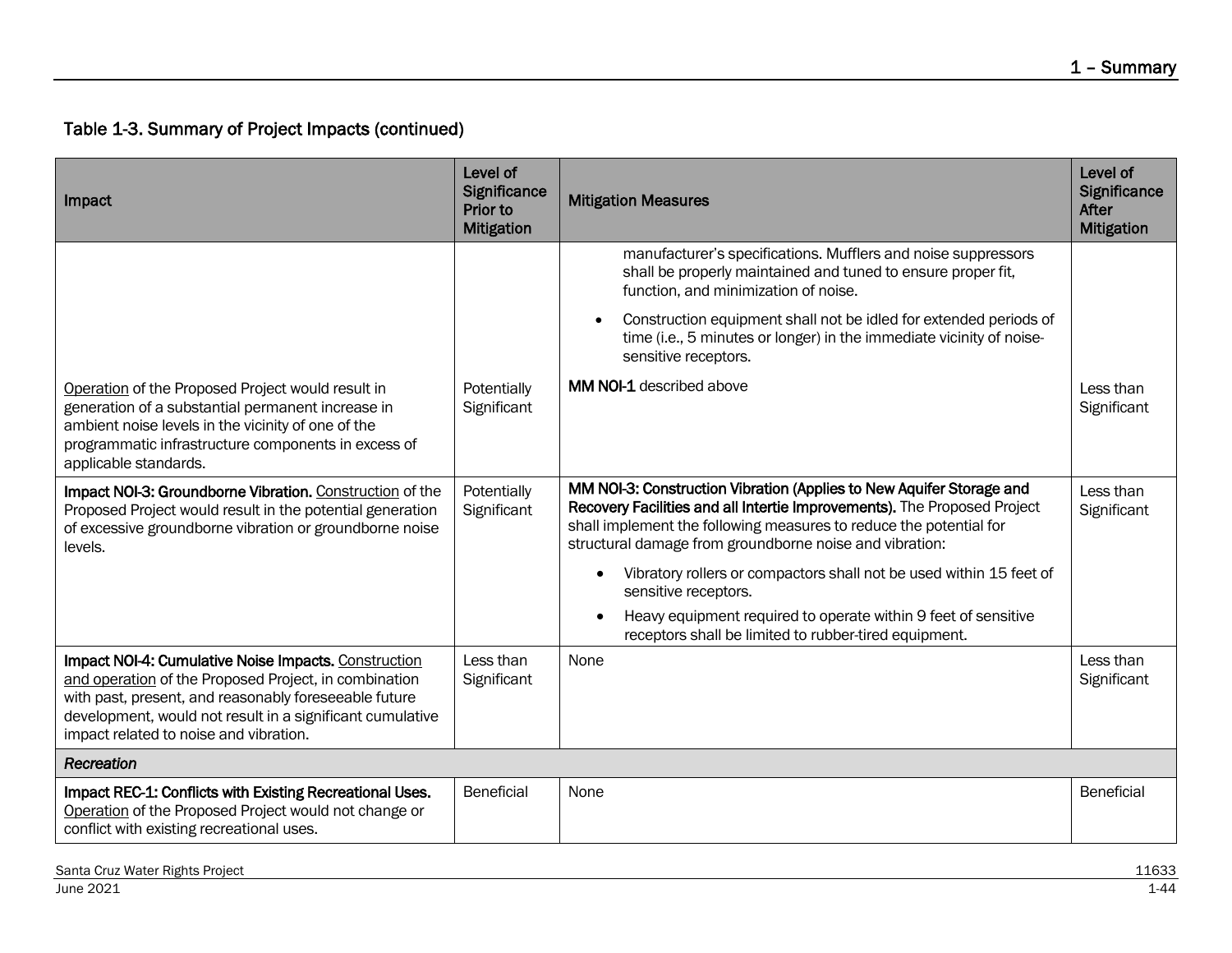Table 1-3. Summary of Project Impacts (continued)

| Impact | Level of Significance Prior to Mitigation | Mitigation Measures | Level of Significance After Mitigation |
|---|---|---|---|
| | | manufacturer's specifications. Mufflers and noise suppressors shall be properly maintained and tuned to ensure proper fit, function, and minimization of noise.<br>• Construction equipment shall not be idled for extended periods of time (i.e., 5 minutes or longer) in the immediate vicinity of noise-sensitive receptors. | |
| Operation of the Proposed Project would result in generation of a substantial permanent increase in ambient noise levels in the vicinity of one of the programmatic infrastructure components in excess of applicable standards. | Potentially Significant | **MM NOI-1** described above | Less than Significant |
| **Impact NOI-3: Groundborne Vibration.** Construction of the Proposed Project would result in the potential generation of excessive groundborne vibration or groundborne noise levels. | Potentially Significant | **MM NOI-3: Construction Vibration (Applies to New Aquifer Storage and Recovery Facilities and all Intertie Improvements).** The Proposed Project shall implement the following measures to reduce the potential for structural damage from groundborne noise and vibration:<br>• Vibratory rollers or compactors shall not be used within 15 feet of sensitive receptors.<br>• Heavy equipment required to operate within 9 feet of sensitive receptors shall be limited to rubber-tired equipment. | Less than Significant |
| **Impact NOI-4: Cumulative Noise Impacts.** Construction and operation of the Proposed Project, in combination with past, present, and reasonably foreseeable future development, would not result in a significant cumulative impact related to noise and vibration. | Less than Significant | None | Less than Significant |
| ***Recreation*** | | | |
| **Impact REC-1: Conflicts with Existing Recreational Uses.** Operation of the Proposed Project would not change or conflict with existing recreational uses. | Beneficial | None | Beneficial |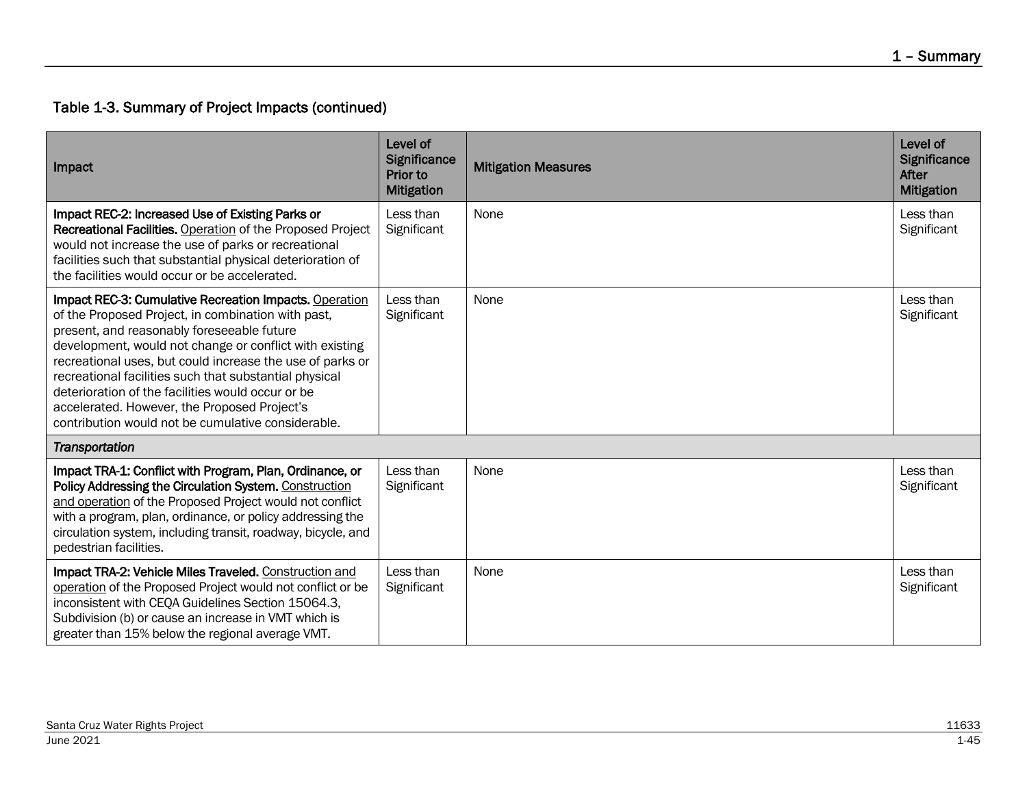## Table 1-3. Summary of Project Impacts (continued)

| Impact | Level of Significance Prior to Mitigation | Mitigation Measures | Level of Significance After Mitigation |
|---|---|---|---|
| **Impact REC-2: Increased Use of Existing Parks or Recreational Facilities.** Operation of the Proposed Project would not increase the use of parks or recreational facilities such that substantial physical deterioration of the facilities would occur or be accelerated. | Less than Significant | None | Less than Significant |
| **Impact REC-3: Cumulative Recreation Impacts.** Operation of the Proposed Project, in combination with past, present, and reasonably foreseeable future development, would not change or conflict with existing recreational uses, but could increase the use of parks or recreational facilities such that substantial physical deterioration of the facilities would occur or be accelerated. However, the Proposed Project's contribution would not be cumulative considerable. | Less than Significant | None | Less than Significant |
| ***Transportation*** | | | |
| **Impact TRA-1: Conflict with Program, Plan, Ordinance, or Policy Addressing the Circulation System.** Construction and operation of the Proposed Project would not conflict with a program, plan, ordinance, or policy addressing the circulation system, including transit, roadway, bicycle, and pedestrian facilities. | Less than Significant | None | Less than Significant |
| **Impact TRA-2: Vehicle Miles Traveled.** Construction and operation of the Proposed Project would not conflict or be inconsistent with CEQA Guidelines Section 15064.3, Subdivision (b) or cause an increase in VMT which is greater than 15% below the regional average VMT. | Less than Significant | None | Less than Significant |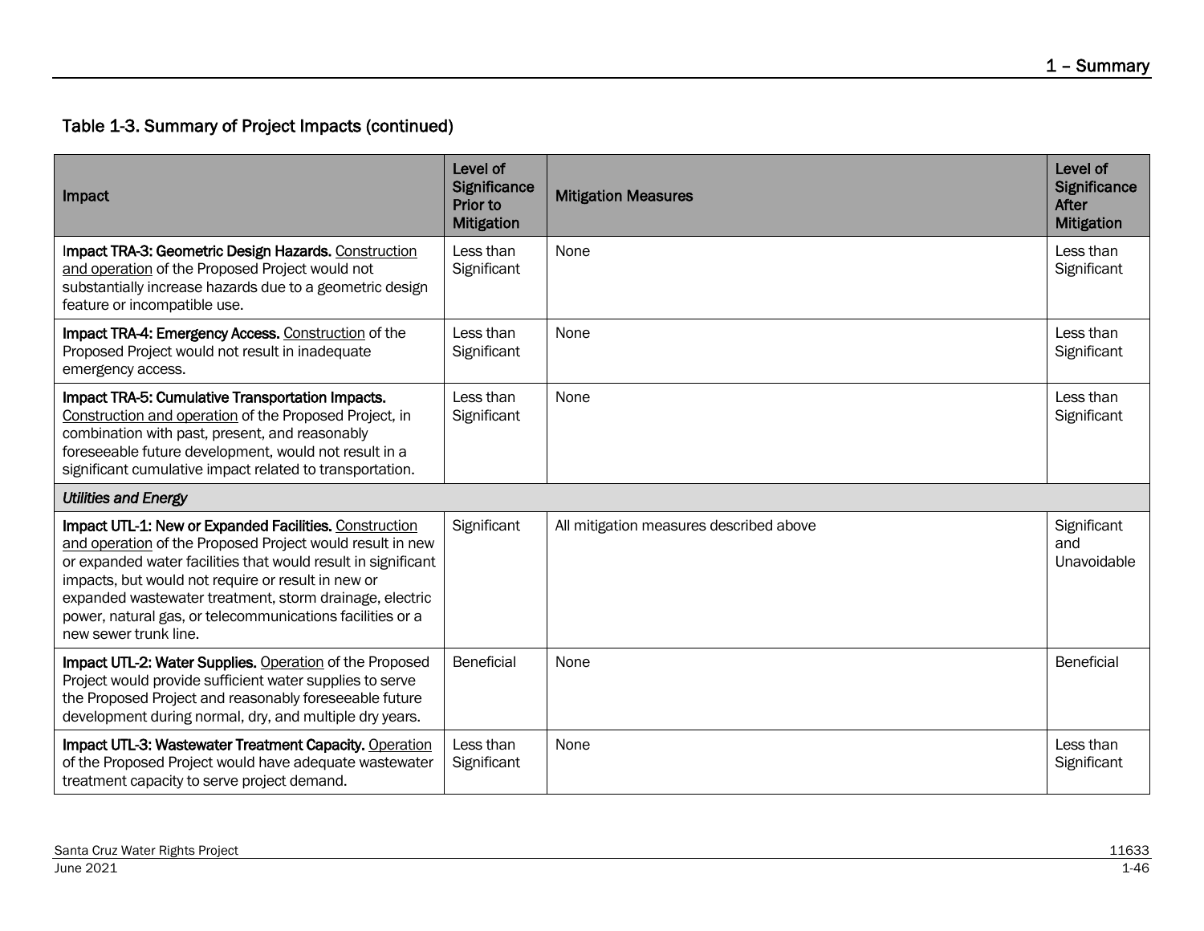Table 1-3. Summary of Project Impacts (continued)

| Impact | Level of Significance Prior to Mitigation | Mitigation Measures | Level of Significance After Mitigation |
|---|---|---|---|
| **Impact TRA-3: Geometric Design Hazards.** Construction and operation of the Proposed Project would not substantially increase hazards due to a geometric design feature or incompatible use. | Less than Significant | None | Less than Significant |
| **Impact TRA-4: Emergency Access.** Construction of the Proposed Project would not result in inadequate emergency access. | Less than Significant | None | Less than Significant |
| **Impact TRA-5: Cumulative Transportation Impacts.** Construction and operation of the Proposed Project, in combination with past, present, and reasonably foreseeable future development, would not result in a significant cumulative impact related to transportation. | Less than Significant | None | Less than Significant |
| ***Utilities and Energy*** | | | |
| **Impact UTL-1: New or Expanded Facilities.** Construction and operation of the Proposed Project would result in new or expanded water facilities that would result in significant impacts, but would not require or result in new or expanded wastewater treatment, storm drainage, electric power, natural gas, or telecommunications facilities or a new sewer trunk line. | Significant | All mitigation measures described above | Significant and Unavoidable |
| **Impact UTL-2: Water Supplies.** Operation of the Proposed Project would provide sufficient water supplies to serve the Proposed Project and reasonably foreseeable future development during normal, dry, and multiple dry years. | Beneficial | None | Beneficial |
| **Impact UTL-3: Wastewater Treatment Capacity.** Operation of the Proposed Project would have adequate wastewater treatment capacity to serve project demand. | Less than Significant | None | Less than Significant |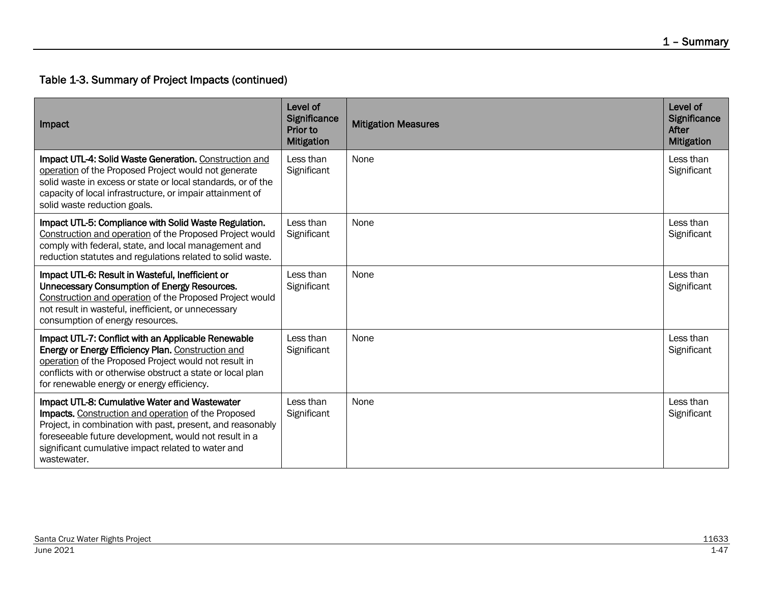Table 1-3. Summary of Project Impacts (continued)

| Impact | Level of Significance Prior to Mitigation | Mitigation Measures | Level of Significance After Mitigation |
|---|---|---|---|
| **Impact UTL-4: Solid Waste Generation.** Construction and operation of the Proposed Project would not generate solid waste in excess or state or local standards, or of the capacity of local infrastructure, or impair attainment of solid waste reduction goals. | Less than Significant | None | Less than Significant |
| **Impact UTL-5: Compliance with Solid Waste Regulation.** Construction and operation of the Proposed Project would comply with federal, state, and local management and reduction statutes and regulations related to solid waste. | Less than Significant | None | Less than Significant |
| **Impact UTL-6: Result in Wasteful, Inefficient or Unnecessary Consumption of Energy Resources.** Construction and operation of the Proposed Project would not result in wasteful, inefficient, or unnecessary consumption of energy resources. | Less than Significant | None | Less than Significant |
| **Impact UTL-7: Conflict with an Applicable Renewable Energy or Energy Efficiency Plan.** Construction and operation of the Proposed Project would not result in conflicts with or otherwise obstruct a state or local plan for renewable energy or energy efficiency. | Less than Significant | None | Less than Significant |
| **Impact UTL-8: Cumulative Water and Wastewater Impacts.** Construction and operation of the Proposed Project, in combination with past, present, and reasonably foreseeable future development, would not result in a significant cumulative impact related to water and wastewater. | Less than Significant | None | Less than Significant |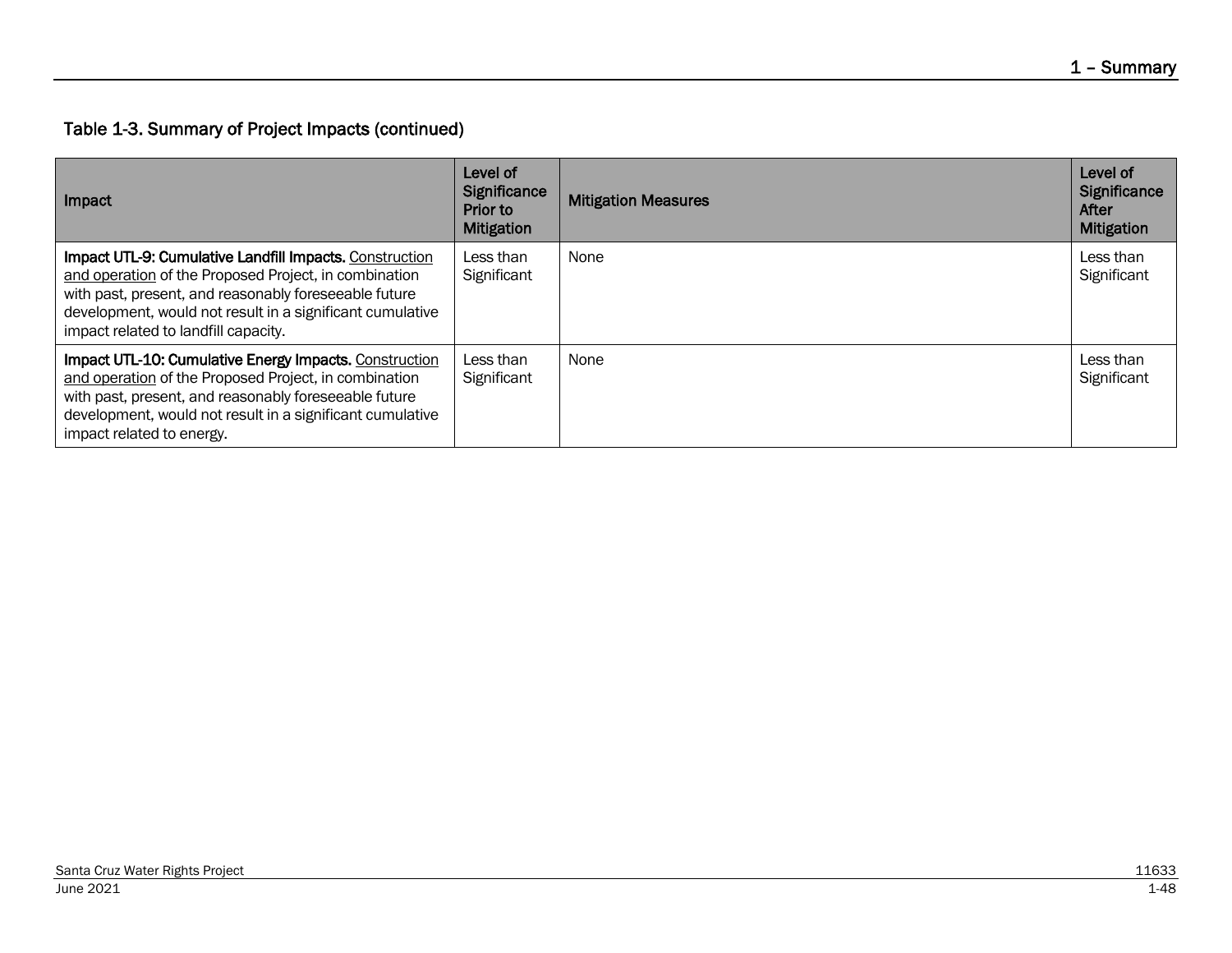Table 1-3. Summary of Project Impacts (continued)

| Impact | Level of Significance Prior to Mitigation | Mitigation Measures | Level of Significance After Mitigation |
|---|---|---|---|
| **Impact UTL-9: Cumulative Landfill Impacts.** Construction and operation of the Proposed Project, in combination with past, present, and reasonably foreseeable future development, would not result in a significant cumulative impact related to landfill capacity. | Less than Significant | None | Less than Significant |
| **Impact UTL-10: Cumulative Energy Impacts.** Construction and operation of the Proposed Project, in combination with past, present, and reasonably foreseeable future development, would not result in a significant cumulative impact related to energy. | Less than Significant | None | Less than Significant |